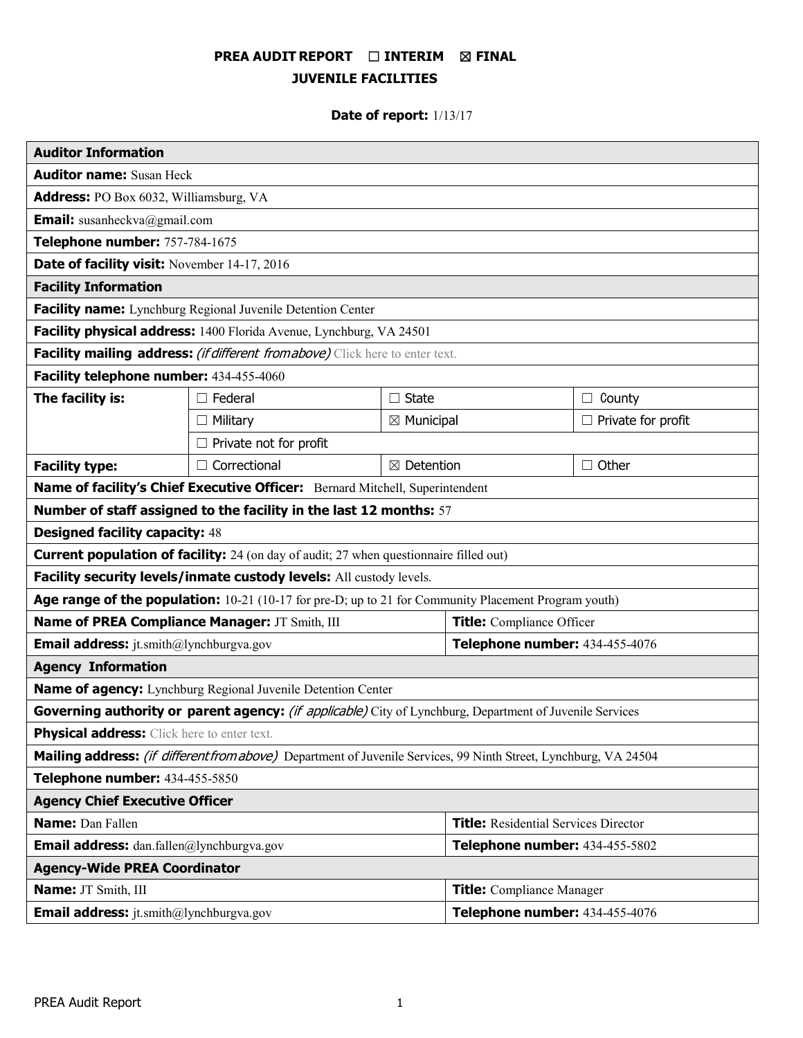# PREA AUDIT REPORT ☐ INTERIM ☒ FINAL
## JUVENILE FACILITIES

**Date of report:** 1/13/17

| **Auditor Information** | | | |
|---|---|---|---|
| **Auditor name:** Susan Heck | | | |
| **Address:** PO Box 6032, Williamsburg, VA | | | |
| **Email:** susanheckva@gmail.com | | | |
| **Telephone number:** 757-784-1675 | | | |
| **Date of facility visit:** November 14-17, 2016 | | | |
| **Facility Information** | | | |
| **Facility name:** Lynchburg Regional Juvenile Detention Center | | | |
| **Facility physical address:** 1400 Florida Avenue, Lynchburg, VA 24501 | | | |
| **Facility mailing address:** *(if different from above)* Click here to enter text. | | | |
| **Facility telephone number:** 434-455-4060 | | | |
| **The facility is:** | ☐ Federal | ☐ State | ☐ County |
| | ☐ Military | ☒ Municipal | ☐ Private for profit |
| | ☐ Private not for profit | | |
| **Facility type:** | ☐ Correctional | ☒ Detention | ☐ Other |
| **Name of facility's Chief Executive Officer:** Bernard Mitchell, Superintendent | | | |
| **Number of staff assigned to the facility in the last 12 months:** 57 | | | |
| **Designed facility capacity:** 48 | | | |
| **Current population of facility:** 24 (on day of audit; 27 when questionnaire filled out) | | | |
| **Facility security levels/inmate custody levels:** All custody levels. | | | |
| **Age range of the population:** 10-21 (10-17 for pre-D; up to 21 for Community Placement Program youth) | | | |
| **Name of PREA Compliance Manager:** JT Smith, III | | **Title:** Compliance Officer | |
| **Email address:** jt.smith@lynchburgva.gov | | **Telephone number:** 434-455-4076 | |
| **Agency Information** | | | |
| **Name of agency:** Lynchburg Regional Juvenile Detention Center | | | |
| **Governing authority or parent agency:** *(if applicable)* City of Lynchburg, Department of Juvenile Services | | | |
| **Physical address:** Click here to enter text. | | | |
| **Mailing address:** *(if different from above)* Department of Juvenile Services, 99 Ninth Street, Lynchburg, VA 24504 | | | |
| **Telephone number:** 434-455-5850 | | | |
| **Agency Chief Executive Officer** | | | |
| **Name:** Dan Fallen | | **Title:** Residential Services Director | |
| **Email address:** dan.fallen@lynchburgva.gov | | **Telephone number:** 434-455-5802 | |
| **Agency-Wide PREA Coordinator** | | | |
| **Name:** JT Smith, III | | **Title:** Compliance Manager | |
| **Email address:** jt.smith@lynchburgva.gov | | **Telephone number:** 434-455-4076 | |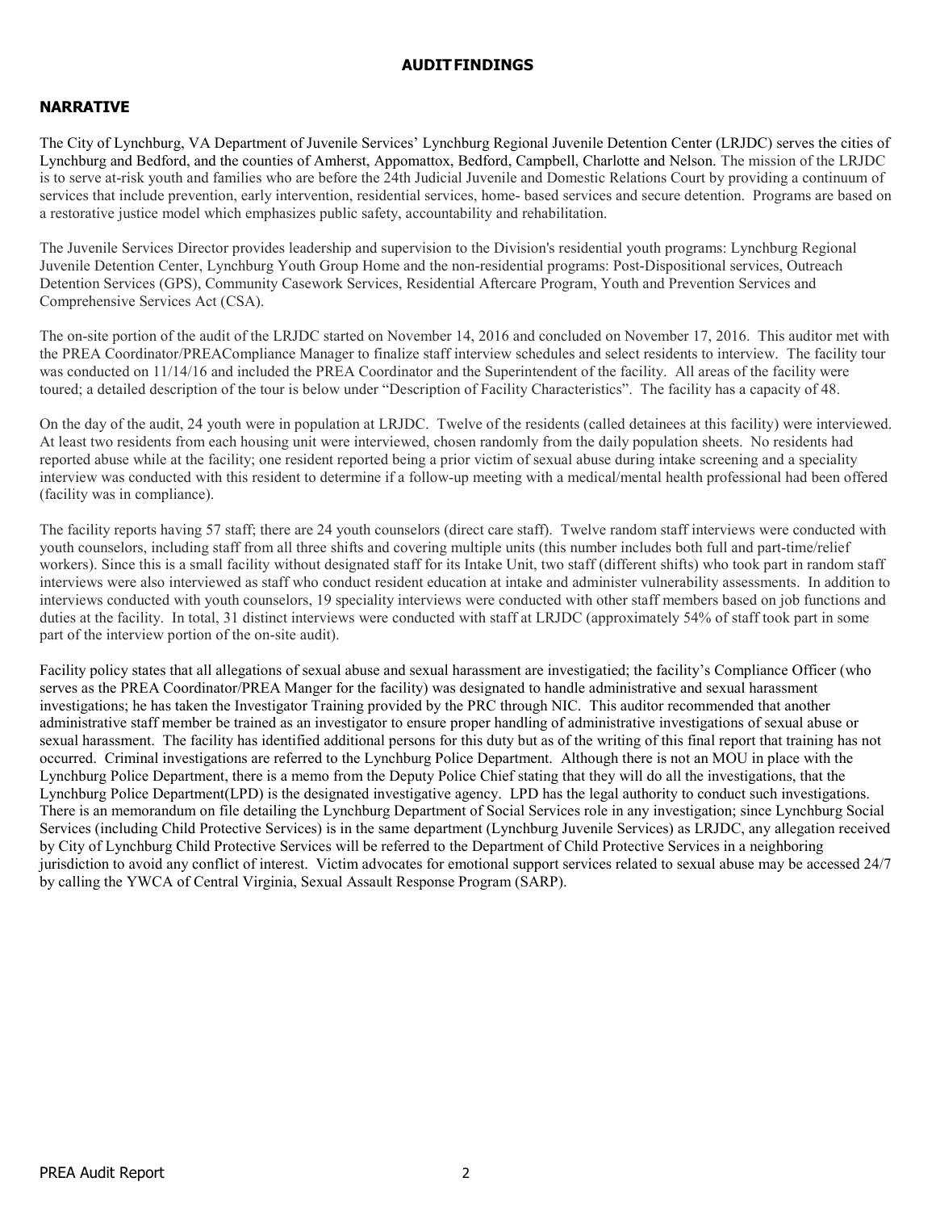# AUDIT FINDINGS

## NARRATIVE

The City of Lynchburg, VA Department of Juvenile Services' Lynchburg Regional Juvenile Detention Center (LRJDC) serves the cities of Lynchburg and Bedford, and the counties of Amherst, Appomattox, Bedford, Campbell, Charlotte and Nelson. The mission of the LRJDC is to serve at-risk youth and families who are before the 24th Judicial Juvenile and Domestic Relations Court by providing a continuum of services that include prevention, early intervention, residential services, home- based services and secure detention. Programs are based on a restorative justice model which emphasizes public safety, accountability and rehabilitation.

The Juvenile Services Director provides leadership and supervision to the Division's residential youth programs: Lynchburg Regional Juvenile Detention Center, Lynchburg Youth Group Home and the non-residential programs: Post-Dispositional services, Outreach Detention Services (GPS), Community Casework Services, Residential Aftercare Program, Youth and Prevention Services and Comprehensive Services Act (CSA).

The on-site portion of the audit of the LRJDC started on November 14, 2016 and concluded on November 17, 2016. This auditor met with the PREA Coordinator/PREACompliance Manager to finalize staff interview schedules and select residents to interview. The facility tour was conducted on 11/14/16 and included the PREA Coordinator and the Superintendent of the facility. All areas of the facility were toured; a detailed description of the tour is below under "Description of Facility Characteristics". The facility has a capacity of 48.

On the day of the audit, 24 youth were in population at LRJDC. Twelve of the residents (called detainees at this facility) were interviewed. At least two residents from each housing unit were interviewed, chosen randomly from the daily population sheets. No residents had reported abuse while at the facility; one resident reported being a prior victim of sexual abuse during intake screening and a speciality interview was conducted with this resident to determine if a follow-up meeting with a medical/mental health professional had been offered (facility was in compliance).

The facility reports having 57 staff; there are 24 youth counselors (direct care staff). Twelve random staff interviews were conducted with youth counselors, including staff from all three shifts and covering multiple units (this number includes both full and part-time/relief workers). Since this is a small facility without designated staff for its Intake Unit, two staff (different shifts) who took part in random staff interviews were also interviewed as staff who conduct resident education at intake and administer vulnerability assessments. In addition to interviews conducted with youth counselors, 19 speciality interviews were conducted with other staff members based on job functions and duties at the facility. In total, 31 distinct interviews were conducted with staff at LRJDC (approximately 54% of staff took part in some part of the interview portion of the on-site audit).

Facility policy states that all allegations of sexual abuse and sexual harassment are investigatied; the facility's Compliance Officer (who serves as the PREA Coordinator/PREA Manger for the facility) was designated to handle administrative and sexual harassment investigations; he has taken the Investigator Training provided by the PRC through NIC. This auditor recommended that another administrative staff member be trained as an investigator to ensure proper handling of administrative investigations of sexual abuse or sexual harassment. The facility has identified additional persons for this duty but as of the writing of this final report that training has not occurred. Criminal investigations are referred to the Lynchburg Police Department. Although there is not an MOU in place with the Lynchburg Police Department, there is a memo from the Deputy Police Chief stating that they will do all the investigations, that the Lynchburg Police Department(LPD) is the designated investigative agency. LPD has the legal authority to conduct such investigations. There is an memorandum on file detailing the Lynchburg Department of Social Services role in any investigation; since Lynchburg Social Services (including Child Protective Services) is in the same department (Lynchburg Juvenile Services) as LRJDC, any allegation received by City of Lynchburg Child Protective Services will be referred to the Department of Child Protective Services in a neighboring jurisdiction to avoid any conflict of interest. Victim advocates for emotional support services related to sexual abuse may be accessed 24/7 by calling the YWCA of Central Virginia, Sexual Assault Response Program (SARP).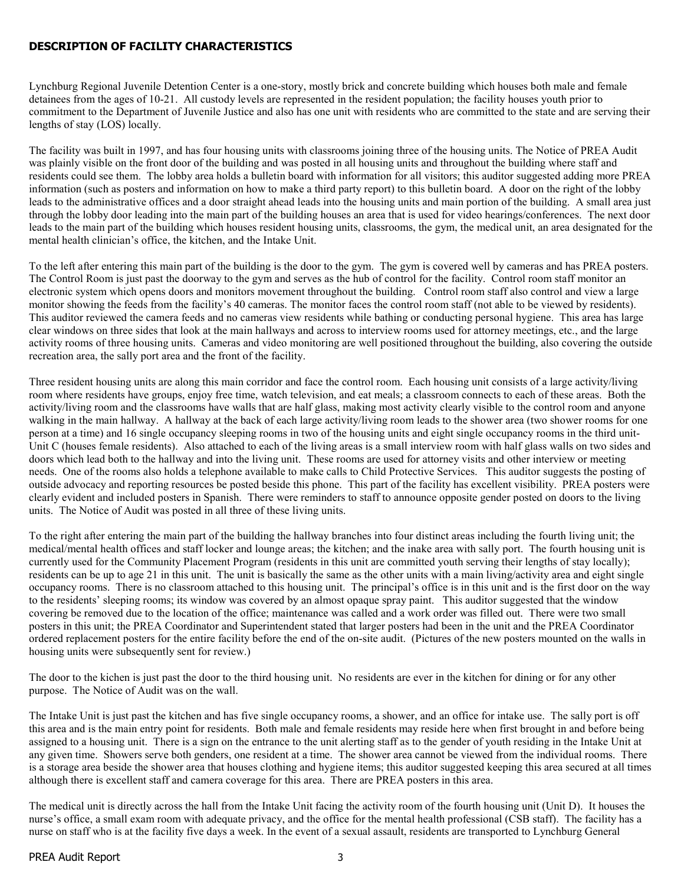## DESCRIPTION OF FACILITY CHARACTERISTICS

Lynchburg Regional Juvenile Detention Center is a one-story, mostly brick and concrete building which houses both male and female detainees from the ages of 10-21. All custody levels are represented in the resident population; the facility houses youth prior to commitment to the Department of Juvenile Justice and also has one unit with residents who are committed to the state and are serving their lengths of stay (LOS) locally.

The facility was built in 1997, and has four housing units with classrooms joining three of the housing units. The Notice of PREA Audit was plainly visible on the front door of the building and was posted in all housing units and throughout the building where staff and residents could see them. The lobby area holds a bulletin board with information for all visitors; this auditor suggested adding more PREA information (such as posters and information on how to make a third party report) to this bulletin board. A door on the right of the lobby leads to the administrative offices and a door straight ahead leads into the housing units and main portion of the building. A small area just through the lobby door leading into the main part of the building houses an area that is used for video hearings/conferences. The next door leads to the main part of the building which houses resident housing units, classrooms, the gym, the medical unit, an area designated for the mental health clinician's office, the kitchen, and the Intake Unit.

To the left after entering this main part of the building is the door to the gym. The gym is covered well by cameras and has PREA posters. The Control Room is just past the doorway to the gym and serves as the hub of control for the facility. Control room staff monitor an electronic system which opens doors and monitors movement throughout the building. Control room staff also control and view a large monitor showing the feeds from the facility's 40 cameras. The monitor faces the control room staff (not able to be viewed by residents). This auditor reviewed the camera feeds and no cameras view residents while bathing or conducting personal hygiene. This area has large clear windows on three sides that look at the main hallways and across to interview rooms used for attorney meetings, etc., and the large activity rooms of three housing units. Cameras and video monitoring are well positioned throughout the building, also covering the outside recreation area, the sally port area and the front of the facility.

Three resident housing units are along this main corridor and face the control room. Each housing unit consists of a large activity/living room where residents have groups, enjoy free time, watch television, and eat meals; a classroom connects to each of these areas. Both the activity/living room and the classrooms have walls that are half glass, making most activity clearly visible to the control room and anyone walking in the main hallway. A hallway at the back of each large activity/living room leads to the shower area (two shower rooms for one person at a time) and 16 single occupancy sleeping rooms in two of the housing units and eight single occupancy rooms in the third unit- Unit C (houses female residents). Also attached to each of the living areas is a small interview room with half glass walls on two sides and doors which lead both to the hallway and into the living unit. These rooms are used for attorney visits and other interview or meeting needs. One of the rooms also holds a telephone available to make calls to Child Protective Services. This auditor suggests the posting of outside advocacy and reporting resources be posted beside this phone. This part of the facility has excellent visibility. PREA posters were clearly evident and included posters in Spanish. There were reminders to staff to announce opposite gender posted on doors to the living units. The Notice of Audit was posted in all three of these living units.

To the right after entering the main part of the building the hallway branches into four distinct areas including the fourth living unit; the medical/mental health offices and staff locker and lounge areas; the kitchen; and the inake area with sally port. The fourth housing unit is currently used for the Community Placement Program (residents in this unit are committed youth serving their lengths of stay locally); residents can be up to age 21 in this unit. The unit is basically the same as the other units with a main living/activity area and eight single occupancy rooms. There is no classroom attached to this housing unit. The principal's office is in this unit and is the first door on the way to the residents' sleeping rooms; its window was covered by an almost opaque spray paint. This auditor suggested that the window covering be removed due to the location of the office; maintenance was called and a work order was filled out. There were two small posters in this unit; the PREA Coordinator and Superintendent stated that larger posters had been in the unit and the PREA Coordinator ordered replacement posters for the entire facility before the end of the on-site audit. (Pictures of the new posters mounted on the walls in housing units were subsequently sent for review.)

The door to the kichen is just past the door to the third housing unit. No residents are ever in the kitchen for dining or for any other purpose. The Notice of Audit was on the wall.

The Intake Unit is just past the kitchen and has five single occupancy rooms, a shower, and an office for intake use. The sally port is off this area and is the main entry point for residents. Both male and female residents may reside here when first brought in and before being assigned to a housing unit. There is a sign on the entrance to the unit alerting staff as to the gender of youth residing in the Intake Unit at any given time. Showers serve both genders, one resident at a time. The shower area cannot be viewed from the individual rooms. There is a storage area beside the shower area that houses clothing and hygiene items; this auditor suggested keeping this area secured at all times although there is excellent staff and camera coverage for this area. There are PREA posters in this area.

The medical unit is directly across the hall from the Intake Unit facing the activity room of the fourth housing unit (Unit D). It houses the nurse's office, a small exam room with adequate privacy, and the office for the mental health professional (CSB staff). The facility has a nurse on staff who is at the facility five days a week. In the event of a sexual assault, residents are transported to Lynchburg General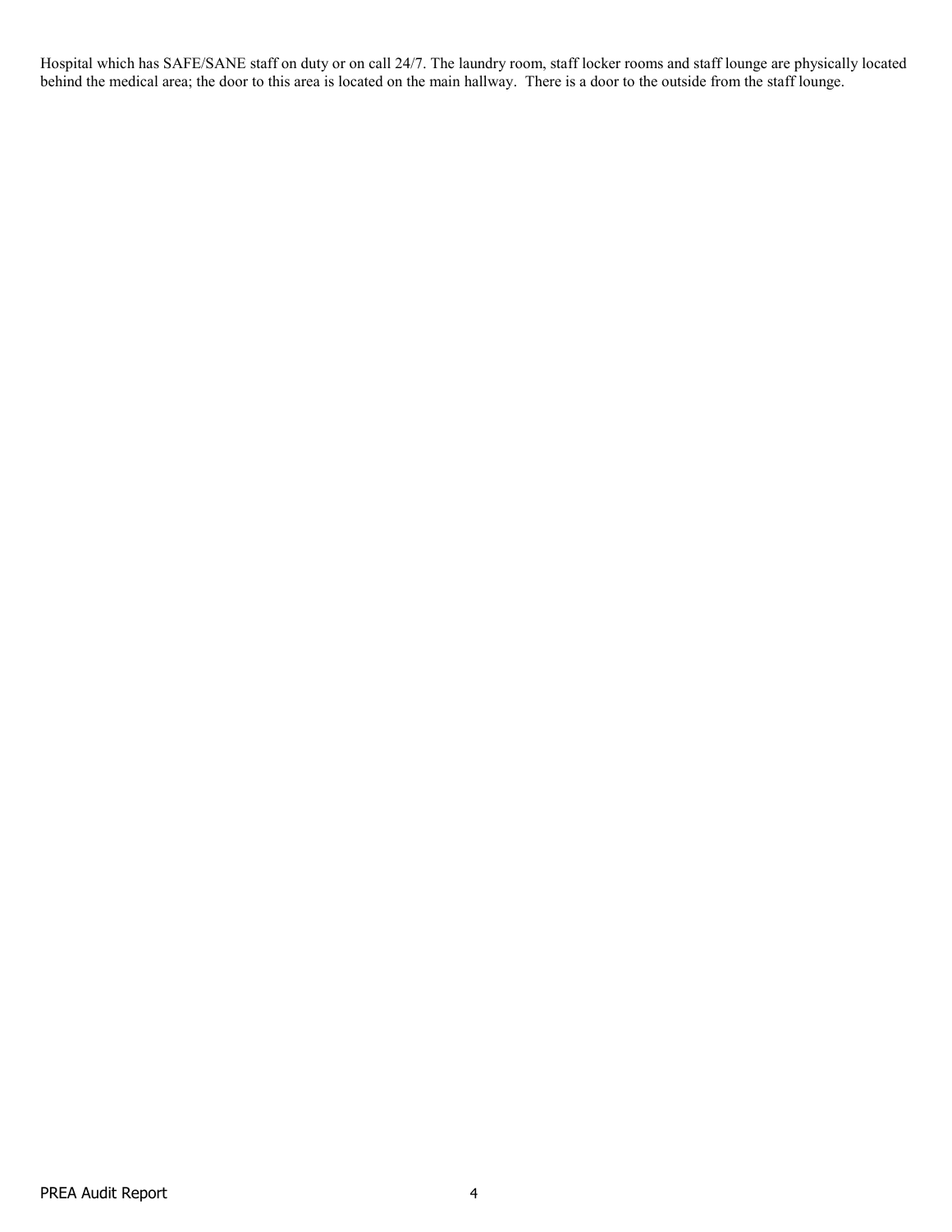Hospital which has SAFE/SANE staff on duty or on call 24/7. The laundry room, staff locker rooms and staff lounge are physically located behind the medical area; the door to this area is located on the main hallway. There is a door to the outside from the staff lounge.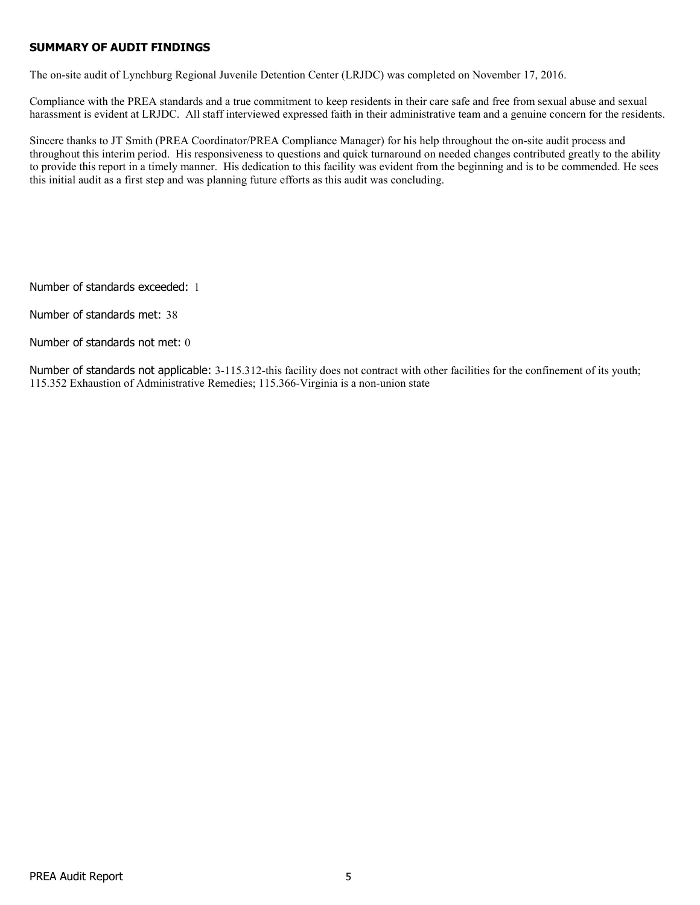## SUMMARY OF AUDIT FINDINGS

The on-site audit of Lynchburg Regional Juvenile Detention Center (LRJDC) was completed on November 17, 2016.

Compliance with the PREA standards and a true commitment to keep residents in their care safe and free from sexual abuse and sexual harassment is evident at LRJDC. All staff interviewed expressed faith in their administrative team and a genuine concern for the residents.

Sincere thanks to JT Smith (PREA Coordinator/PREA Compliance Manager) for his help throughout the on-site audit process and throughout this interim period. His responsiveness to questions and quick turnaround on needed changes contributed greatly to the ability to provide this report in a timely manner. His dedication to this facility was evident from the beginning and is to be commended. He sees this initial audit as a first step and was planning future efforts as this audit was concluding.

Number of standards exceeded: 1

Number of standards met: 38

Number of standards not met: 0

Number of standards not applicable: 3-115.312-this facility does not contract with other facilities for the confinement of its youth; 115.352 Exhaustion of Administrative Remedies; 115.366-Virginia is a non-union state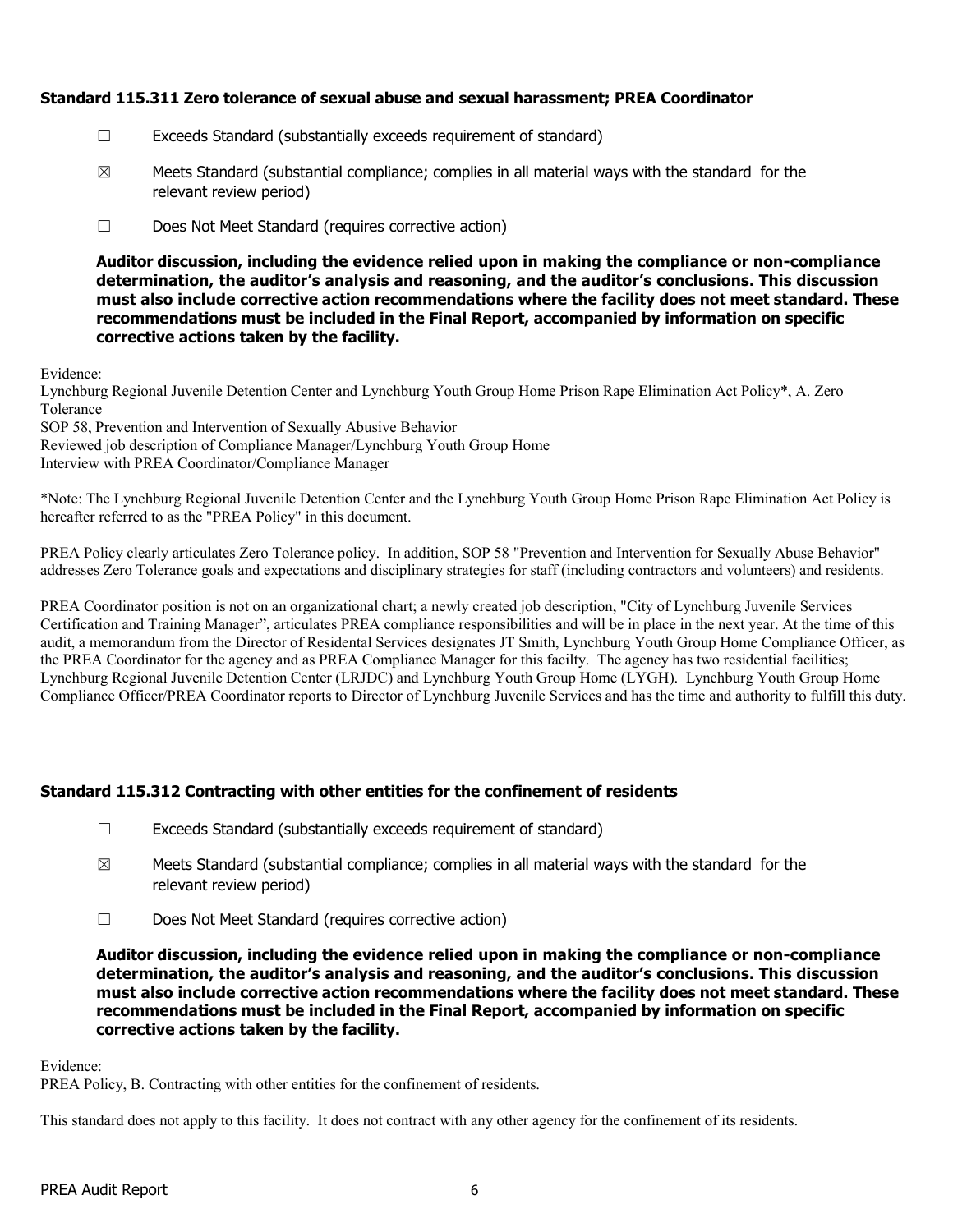### Standard 115.311 Zero tolerance of sexual abuse and sexual harassment; PREA Coordinator

☐ Exceeds Standard (substantially exceeds requirement of standard)

☒ Meets Standard (substantial compliance; complies in all material ways with the standard for the relevant review period)

☐ Does Not Meet Standard (requires corrective action)

**Auditor discussion, including the evidence relied upon in making the compliance or non-compliance determination, the auditor's analysis and reasoning, and the auditor's conclusions. This discussion must also include corrective action recommendations where the facility does not meet standard. These recommendations must be included in the Final Report, accompanied by information on specific corrective actions taken by the facility.**

Evidence:
Lynchburg Regional Juvenile Detention Center and Lynchburg Youth Group Home Prison Rape Elimination Act Policy*, A. Zero Tolerance
SOP 58, Prevention and Intervention of Sexually Abusive Behavior
Reviewed job description of Compliance Manager/Lynchburg Youth Group Home
Interview with PREA Coordinator/Compliance Manager

*Note: The Lynchburg Regional Juvenile Detention Center and the Lynchburg Youth Group Home Prison Rape Elimination Act Policy is hereafter referred to as the "PREA Policy" in this document.

PREA Policy clearly articulates Zero Tolerance policy. In addition, SOP 58 "Prevention and Intervention for Sexually Abuse Behavior" addresses Zero Tolerance goals and expectations and disciplinary strategies for staff (including contractors and volunteers) and residents.

PREA Coordinator position is not on an organizational chart; a newly created job description, "City of Lynchburg Juvenile Services Certification and Training Manager", articulates PREA compliance responsibilities and will be in place in the next year. At the time of this audit, a memorandum from the Director of Residental Services designates JT Smith, Lynchburg Youth Group Home Compliance Officer, as the PREA Coordinator for the agency and as PREA Compliance Manager for this facilty. The agency has two residential facilities; Lynchburg Regional Juvenile Detention Center (LRJDC) and Lynchburg Youth Group Home (LYGH). Lynchburg Youth Group Home Compliance Officer/PREA Coordinator reports to Director of Lynchburg Juvenile Services and has the time and authority to fulfill this duty.

### Standard 115.312 Contracting with other entities for the confinement of residents

☐ Exceeds Standard (substantially exceeds requirement of standard)

☒ Meets Standard (substantial compliance; complies in all material ways with the standard for the relevant review period)

☐ Does Not Meet Standard (requires corrective action)

**Auditor discussion, including the evidence relied upon in making the compliance or non-compliance determination, the auditor's analysis and reasoning, and the auditor's conclusions. This discussion must also include corrective action recommendations where the facility does not meet standard. These recommendations must be included in the Final Report, accompanied by information on specific corrective actions taken by the facility.**

Evidence:
PREA Policy, B. Contracting with other entities for the confinement of residents.

This standard does not apply to this facility. It does not contract with any other agency for the confinement of its residents.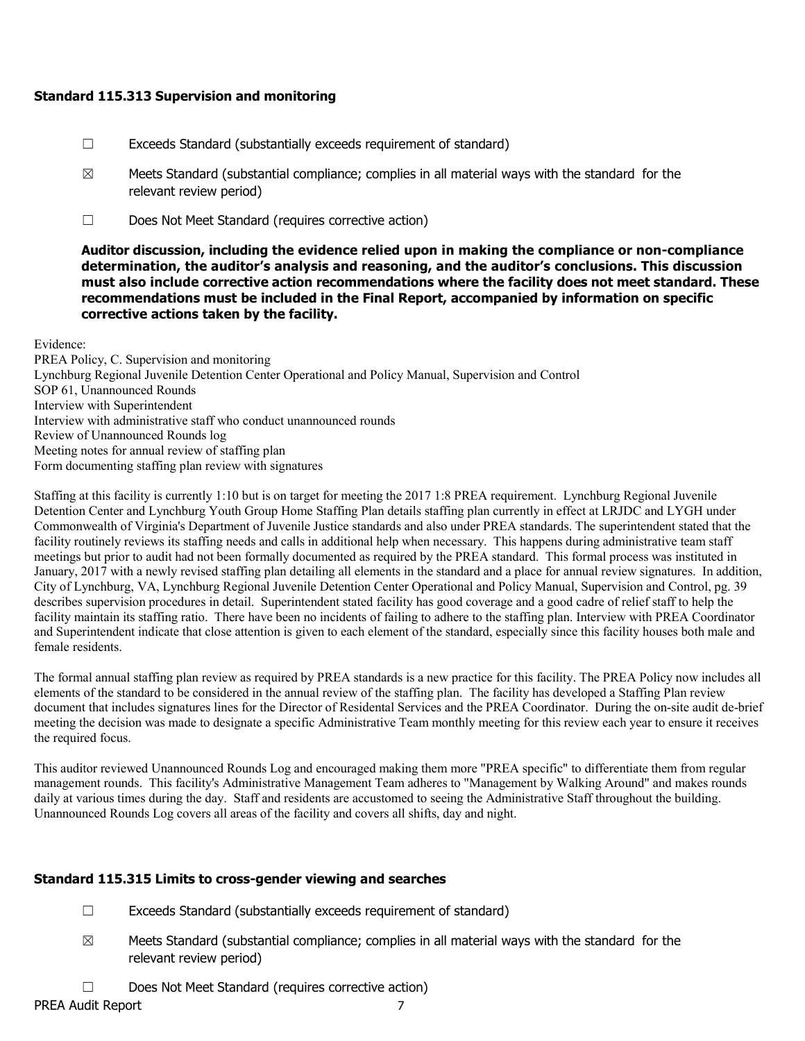### Standard 115.313 Supervision and monitoring

☐ Exceeds Standard (substantially exceeds requirement of standard)

☒ Meets Standard (substantial compliance; complies in all material ways with the standard for the relevant review period)

☐ Does Not Meet Standard (requires corrective action)

**Auditor discussion, including the evidence relied upon in making the compliance or non-compliance determination, the auditor's analysis and reasoning, and the auditor's conclusions. This discussion must also include corrective action recommendations where the facility does not meet standard. These recommendations must be included in the Final Report, accompanied by information on specific corrective actions taken by the facility.**

Evidence:
PREA Policy, C. Supervision and monitoring
Lynchburg Regional Juvenile Detention Center Operational and Policy Manual, Supervision and Control
SOP 61, Unannounced Rounds
Interview with Superintendent
Interview with administrative staff who conduct unannounced rounds
Review of Unannounced Rounds log
Meeting notes for annual review of staffing plan
Form documenting staffing plan review with signatures

Staffing at this facility is currently 1:10 but is on target for meeting the 2017 1:8 PREA requirement. Lynchburg Regional Juvenile Detention Center and Lynchburg Youth Group Home Staffing Plan details staffing plan currently in effect at LRJDC and LYGH under Commonwealth of Virginia's Department of Juvenile Justice standards and also under PREA standards. The superintendent stated that the facility routinely reviews its staffing needs and calls in additional help when necessary. This happens during administrative team staff meetings but prior to audit had not been formally documented as required by the PREA standard. This formal process was instituted in January, 2017 with a newly revised staffing plan detailing all elements in the standard and a place for annual review signatures. In addition, City of Lynchburg, VA, Lynchburg Regional Juvenile Detention Center Operational and Policy Manual, Supervision and Control, pg. 39 describes supervision procedures in detail. Superintendent stated facility has good coverage and a good cadre of relief staff to help the facility maintain its staffing ratio. There have been no incidents of failing to adhere to the staffing plan. Interview with PREA Coordinator and Superintendent indicate that close attention is given to each element of the standard, especially since this facility houses both male and female residents.

The formal annual staffing plan review as required by PREA standards is a new practice for this facility. The PREA Policy now includes all elements of the standard to be considered in the annual review of the staffing plan. The facility has developed a Staffing Plan review document that includes signatures lines for the Director of Residental Services and the PREA Coordinator. During the on-site audit de-brief meeting the decision was made to designate a specific Administrative Team monthly meeting for this review each year to ensure it receives the required focus.

This auditor reviewed Unannounced Rounds Log and encouraged making them more "PREA specific" to differentiate them from regular management rounds. This facility's Administrative Management Team adheres to "Management by Walking Around" and makes rounds daily at various times during the day. Staff and residents are accustomed to seeing the Administrative Staff throughout the building. Unannounced Rounds Log covers all areas of the facility and covers all shifts, day and night.

### Standard 115.315 Limits to cross-gender viewing and searches

☐ Exceeds Standard (substantially exceeds requirement of standard)

☒ Meets Standard (substantial compliance; complies in all material ways with the standard for the relevant review period)

☐ Does Not Meet Standard (requires corrective action)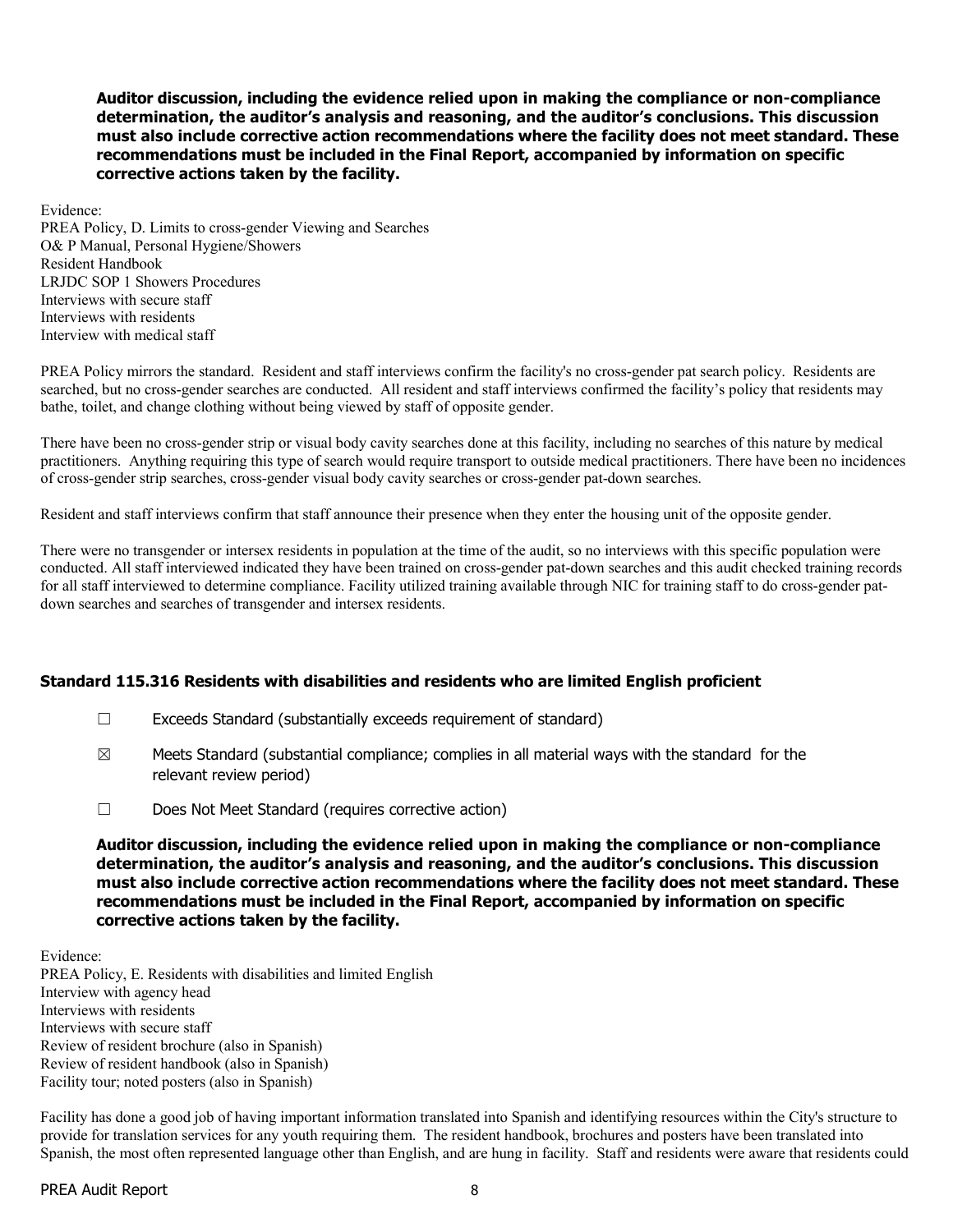**Auditor discussion, including the evidence relied upon in making the compliance or non-compliance determination, the auditor's analysis and reasoning, and the auditor's conclusions. This discussion must also include corrective action recommendations where the facility does not meet standard. These recommendations must be included in the Final Report, accompanied by information on specific corrective actions taken by the facility.**

Evidence:
PREA Policy, D. Limits to cross-gender Viewing and Searches
O& P Manual, Personal Hygiene/Showers
Resident Handbook
LRJDC SOP 1 Showers Procedures
Interviews with secure staff
Interviews with residents
Interview with medical staff

PREA Policy mirrors the standard. Resident and staff interviews confirm the facility's no cross-gender pat search policy. Residents are searched, but no cross-gender searches are conducted. All resident and staff interviews confirmed the facility's policy that residents may bathe, toilet, and change clothing without being viewed by staff of opposite gender.

There have been no cross-gender strip or visual body cavity searches done at this facility, including no searches of this nature by medical practitioners. Anything requiring this type of search would require transport to outside medical practitioners. There have been no incidences of cross-gender strip searches, cross-gender visual body cavity searches or cross-gender pat-down searches.

Resident and staff interviews confirm that staff announce their presence when they enter the housing unit of the opposite gender.

There were no transgender or intersex residents in population at the time of the audit, so no interviews with this specific population were conducted. All staff interviewed indicated they have been trained on cross-gender pat-down searches and this audit checked training records for all staff interviewed to determine compliance. Facility utilized training available through NIC for training staff to do cross-gender pat-down searches and searches of transgender and intersex residents.

### Standard 115.316 Residents with disabilities and residents who are limited English proficient

☐ Exceeds Standard (substantially exceeds requirement of standard)

☒ Meets Standard (substantial compliance; complies in all material ways with the standard for the relevant review period)

☐ Does Not Meet Standard (requires corrective action)

**Auditor discussion, including the evidence relied upon in making the compliance or non-compliance determination, the auditor's analysis and reasoning, and the auditor's conclusions. This discussion must also include corrective action recommendations where the facility does not meet standard. These recommendations must be included in the Final Report, accompanied by information on specific corrective actions taken by the facility.**

Evidence:
PREA Policy, E. Residents with disabilities and limited English
Interview with agency head
Interviews with residents
Interviews with secure staff
Review of resident brochure (also in Spanish)
Review of resident handbook (also in Spanish)
Facility tour; noted posters (also in Spanish)

Facility has done a good job of having important information translated into Spanish and identifying resources within the City's structure to provide for translation services for any youth requiring them. The resident handbook, brochures and posters have been translated into Spanish, the most often represented language other than English, and are hung in facility. Staff and residents were aware that residents could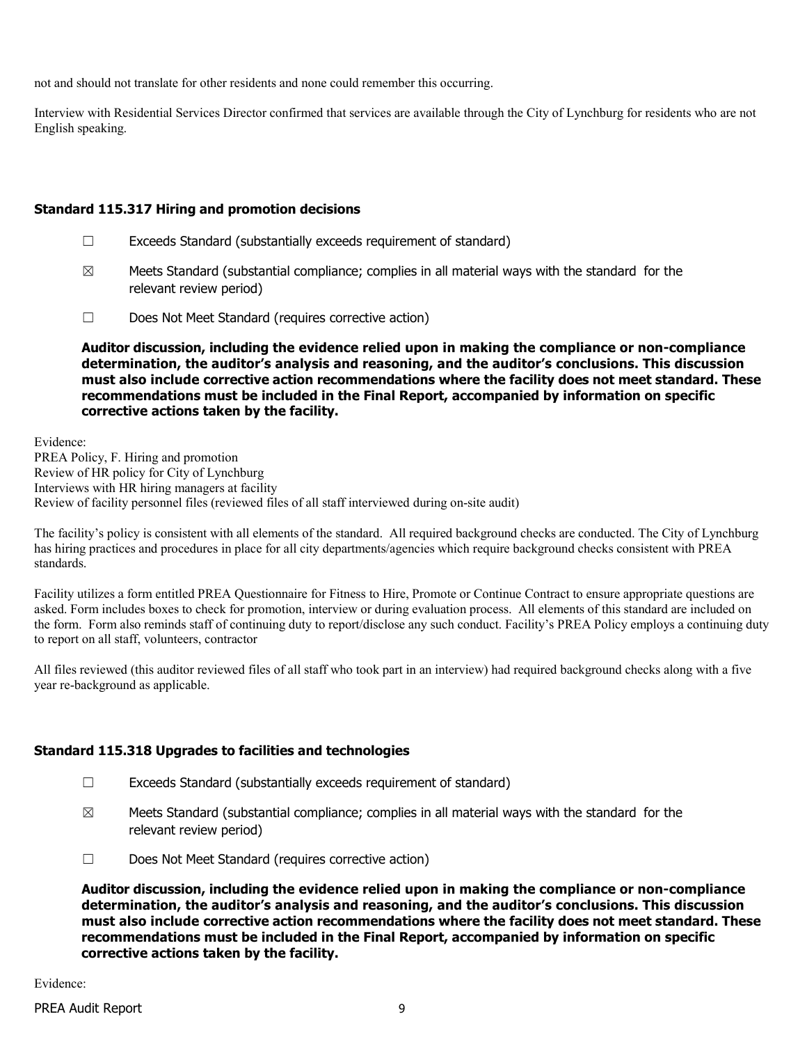not and should not translate for other residents and none could remember this occurring.

Interview with Residential Services Director confirmed that services are available through the City of Lynchburg for residents who are not English speaking.

### Standard 115.317 Hiring and promotion decisions

- ☐ Exceeds Standard (substantially exceeds requirement of standard)
- ☒ Meets Standard (substantial compliance; complies in all material ways with the standard for the relevant review period)
- ☐ Does Not Meet Standard (requires corrective action)

**Auditor discussion, including the evidence relied upon in making the compliance or non-compliance determination, the auditor's analysis and reasoning, and the auditor's conclusions. This discussion must also include corrective action recommendations where the facility does not meet standard. These recommendations must be included in the Final Report, accompanied by information on specific corrective actions taken by the facility.**

Evidence:
PREA Policy, F. Hiring and promotion
Review of HR policy for City of Lynchburg
Interviews with HR hiring managers at facility
Review of facility personnel files (reviewed files of all staff interviewed during on-site audit)

The facility's policy is consistent with all elements of the standard. All required background checks are conducted. The City of Lynchburg has hiring practices and procedures in place for all city departments/agencies which require background checks consistent with PREA standards.

Facility utilizes a form entitled PREA Questionnaire for Fitness to Hire, Promote or Continue Contract to ensure appropriate questions are asked. Form includes boxes to check for promotion, interview or during evaluation process. All elements of this standard are included on the form. Form also reminds staff of continuing duty to report/disclose any such conduct. Facility's PREA Policy employs a continuing duty to report on all staff, volunteers, contractor

All files reviewed (this auditor reviewed files of all staff who took part in an interview) had required background checks along with a five year re-background as applicable.

### Standard 115.318 Upgrades to facilities and technologies

- ☐ Exceeds Standard (substantially exceeds requirement of standard)
- ☒ Meets Standard (substantial compliance; complies in all material ways with the standard for the relevant review period)
- ☐ Does Not Meet Standard (requires corrective action)

**Auditor discussion, including the evidence relied upon in making the compliance or non-compliance determination, the auditor's analysis and reasoning, and the auditor's conclusions. This discussion must also include corrective action recommendations where the facility does not meet standard. These recommendations must be included in the Final Report, accompanied by information on specific corrective actions taken by the facility.**

Evidence: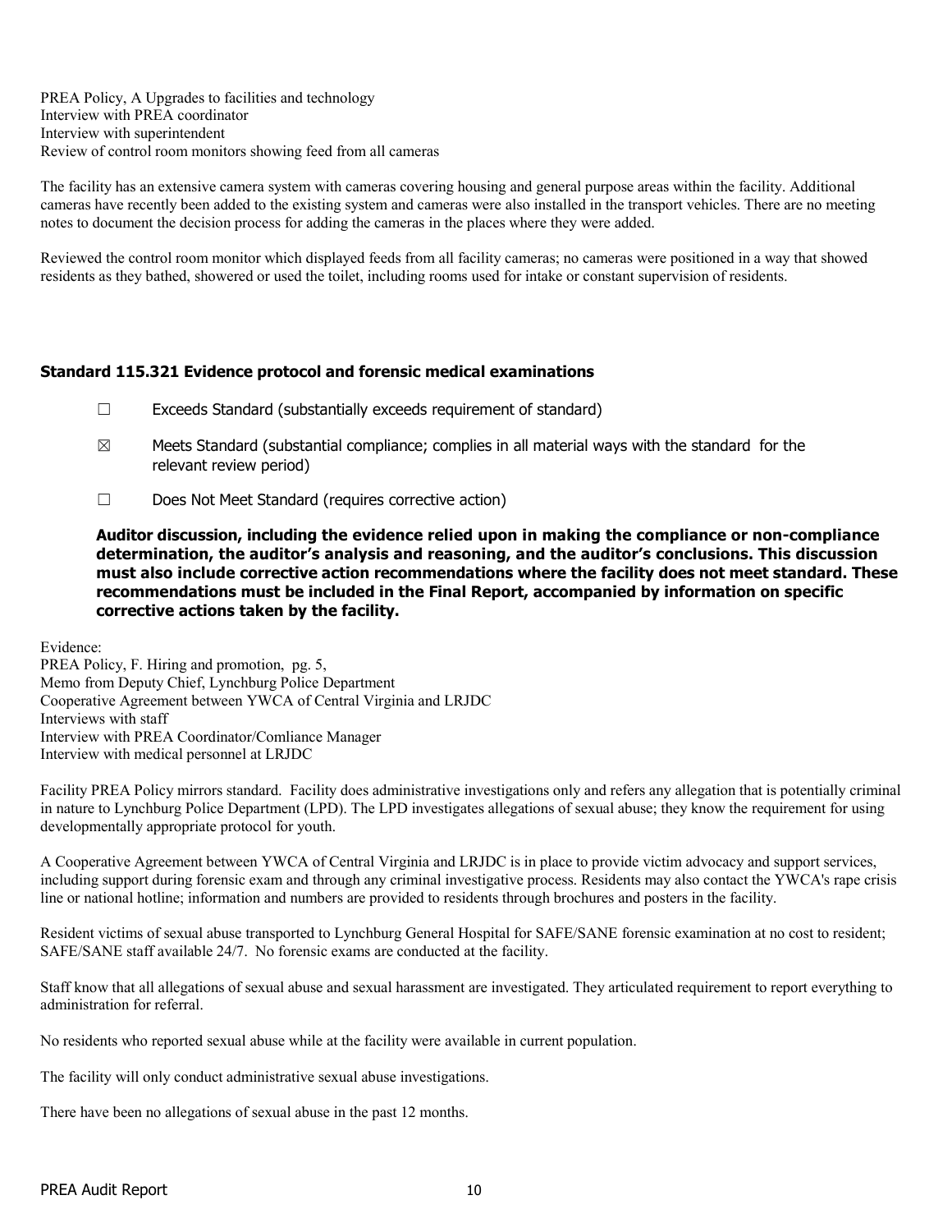PREA Policy, A Upgrades to facilities and technology
Interview with PREA coordinator
Interview with superintendent
Review of control room monitors showing feed from all cameras

The facility has an extensive camera system with cameras covering housing and general purpose areas within the facility. Additional cameras have recently been added to the existing system and cameras were also installed in the transport vehicles. There are no meeting notes to document the decision process for adding the cameras in the places where they were added.

Reviewed the control room monitor which displayed feeds from all facility cameras; no cameras were positioned in a way that showed residents as they bathed, showered or used the toilet, including rooms used for intake or constant supervision of residents.

### Standard 115.321 Evidence protocol and forensic medical examinations

☐ Exceeds Standard (substantially exceeds requirement of standard)

☒ Meets Standard (substantial compliance; complies in all material ways with the standard for the relevant review period)

☐ Does Not Meet Standard (requires corrective action)

**Auditor discussion, including the evidence relied upon in making the compliance or non-compliance determination, the auditor's analysis and reasoning, and the auditor's conclusions. This discussion must also include corrective action recommendations where the facility does not meet standard. These recommendations must be included in the Final Report, accompanied by information on specific corrective actions taken by the facility.**

Evidence:
PREA Policy, F. Hiring and promotion, pg. 5,
Memo from Deputy Chief, Lynchburg Police Department
Cooperative Agreement between YWCA of Central Virginia and LRJDC
Interviews with staff
Interview with PREA Coordinator/Comliance Manager
Interview with medical personnel at LRJDC

Facility PREA Policy mirrors standard. Facility does administrative investigations only and refers any allegation that is potentially criminal in nature to Lynchburg Police Department (LPD). The LPD investigates allegations of sexual abuse; they know the requirement for using developmentally appropriate protocol for youth.

A Cooperative Agreement between YWCA of Central Virginia and LRJDC is in place to provide victim advocacy and support services, including support during forensic exam and through any criminal investigative process. Residents may also contact the YWCA's rape crisis line or national hotline; information and numbers are provided to residents through brochures and posters in the facility.

Resident victims of sexual abuse transported to Lynchburg General Hospital for SAFE/SANE forensic examination at no cost to resident; SAFE/SANE staff available 24/7. No forensic exams are conducted at the facility.

Staff know that all allegations of sexual abuse and sexual harassment are investigated. They articulated requirement to report everything to administration for referral.

No residents who reported sexual abuse while at the facility were available in current population.

The facility will only conduct administrative sexual abuse investigations.

There have been no allegations of sexual abuse in the past 12 months.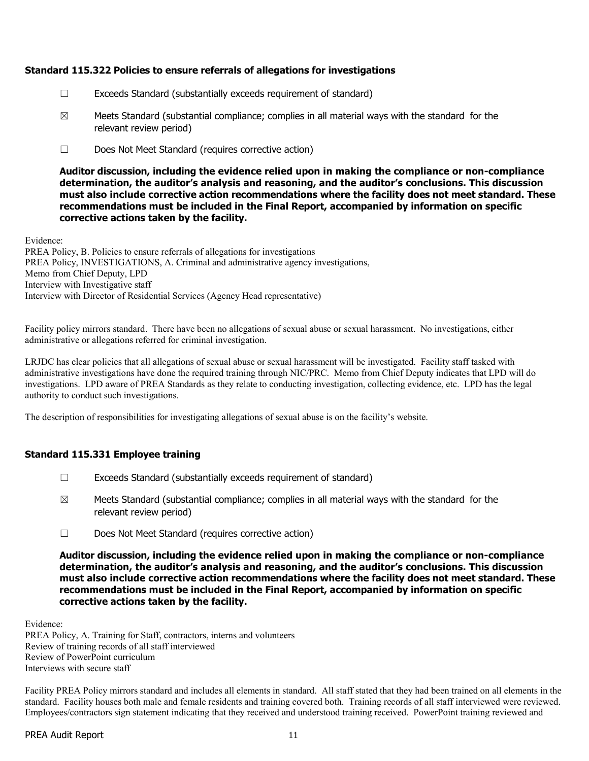### Standard 115.322 Policies to ensure referrals of allegations for investigations

☐ Exceeds Standard (substantially exceeds requirement of standard)

☒ Meets Standard (substantial compliance; complies in all material ways with the standard for the relevant review period)

☐ Does Not Meet Standard (requires corrective action)

**Auditor discussion, including the evidence relied upon in making the compliance or non-compliance determination, the auditor's analysis and reasoning, and the auditor's conclusions. This discussion must also include corrective action recommendations where the facility does not meet standard. These recommendations must be included in the Final Report, accompanied by information on specific corrective actions taken by the facility.**

Evidence:
PREA Policy, B. Policies to ensure referrals of allegations for investigations
PREA Policy, INVESTIGATIONS, A. Criminal and administrative agency investigations,
Memo from Chief Deputy, LPD
Interview with Investigative staff
Interview with Director of Residential Services (Agency Head representative)

Facility policy mirrors standard. There have been no allegations of sexual abuse or sexual harassment. No investigations, either administrative or allegations referred for criminal investigation.

LRJDC has clear policies that all allegations of sexual abuse or sexual harassment will be investigated. Facility staff tasked with administrative investigations have done the required training through NIC/PRC. Memo from Chief Deputy indicates that LPD will do investigations. LPD aware of PREA Standards as they relate to conducting investigation, collecting evidence, etc. LPD has the legal authority to conduct such investigations.

The description of responsibilities for investigating allegations of sexual abuse is on the facility's website.

### Standard 115.331 Employee training

☐ Exceeds Standard (substantially exceeds requirement of standard)

☒ Meets Standard (substantial compliance; complies in all material ways with the standard for the relevant review period)

☐ Does Not Meet Standard (requires corrective action)

**Auditor discussion, including the evidence relied upon in making the compliance or non-compliance determination, the auditor's analysis and reasoning, and the auditor's conclusions. This discussion must also include corrective action recommendations where the facility does not meet standard. These recommendations must be included in the Final Report, accompanied by information on specific corrective actions taken by the facility.**

Evidence:
PREA Policy, A. Training for Staff, contractors, interns and volunteers
Review of training records of all staff interviewed
Review of PowerPoint curriculum
Interviews with secure staff

Facility PREA Policy mirrors standard and includes all elements in standard. All staff stated that they had been trained on all elements in the standard. Facility houses both male and female residents and training covered both. Training records of all staff interviewed were reviewed. Employees/contractors sign statement indicating that they received and understood training received. PowerPoint training reviewed and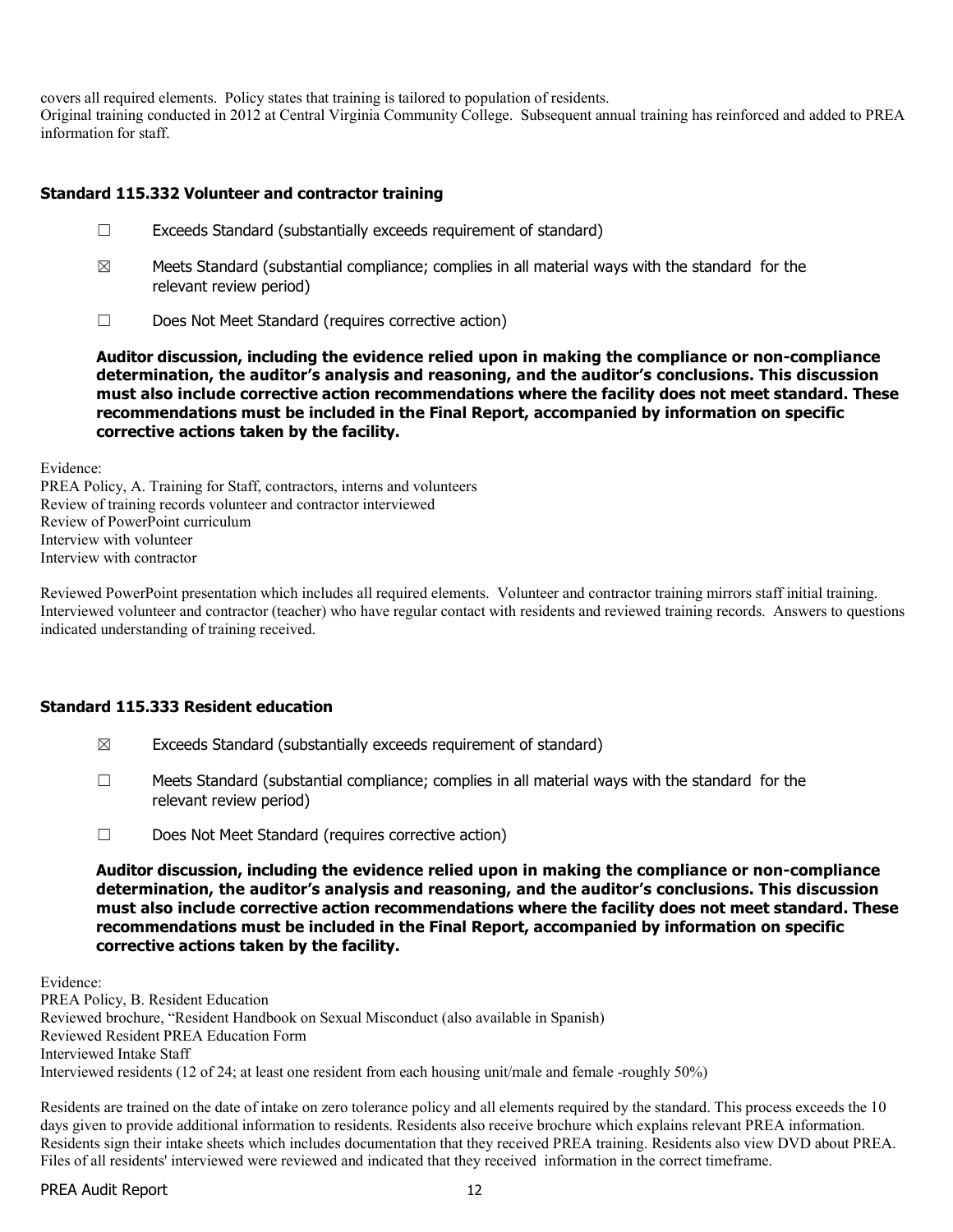covers all required elements. Policy states that training is tailored to population of residents.
Original training conducted in 2012 at Central Virginia Community College. Subsequent annual training has reinforced and added to PREA information for staff.

### Standard 115.332 Volunteer and contractor training

☐ Exceeds Standard (substantially exceeds requirement of standard)

☒ Meets Standard (substantial compliance; complies in all material ways with the standard for the relevant review period)

☐ Does Not Meet Standard (requires corrective action)

**Auditor discussion, including the evidence relied upon in making the compliance or non-compliance determination, the auditor's analysis and reasoning, and the auditor's conclusions. This discussion must also include corrective action recommendations where the facility does not meet standard. These recommendations must be included in the Final Report, accompanied by information on specific corrective actions taken by the facility.**

Evidence:
PREA Policy, A. Training for Staff, contractors, interns and volunteers
Review of training records volunteer and contractor interviewed
Review of PowerPoint curriculum
Interview with volunteer
Interview with contractor

Reviewed PowerPoint presentation which includes all required elements. Volunteer and contractor training mirrors staff initial training. Interviewed volunteer and contractor (teacher) who have regular contact with residents and reviewed training records. Answers to questions indicated understanding of training received.

### Standard 115.333 Resident education

☒ Exceeds Standard (substantially exceeds requirement of standard)

☐ Meets Standard (substantial compliance; complies in all material ways with the standard for the relevant review period)

☐ Does Not Meet Standard (requires corrective action)

**Auditor discussion, including the evidence relied upon in making the compliance or non-compliance determination, the auditor's analysis and reasoning, and the auditor's conclusions. This discussion must also include corrective action recommendations where the facility does not meet standard. These recommendations must be included in the Final Report, accompanied by information on specific corrective actions taken by the facility.**

Evidence:
PREA Policy, B. Resident Education
Reviewed brochure, "Resident Handbook on Sexual Misconduct (also available in Spanish)
Reviewed Resident PREA Education Form
Interviewed Intake Staff
Interviewed residents (12 of 24; at least one resident from each housing unit/male and female -roughly 50%)

Residents are trained on the date of intake on zero tolerance policy and all elements required by the standard. This process exceeds the 10 days given to provide additional information to residents. Residents also receive brochure which explains relevant PREA information. Residents sign their intake sheets which includes documentation that they received PREA training. Residents also view DVD about PREA. Files of all residents' interviewed were reviewed and indicated that they received information in the correct timeframe.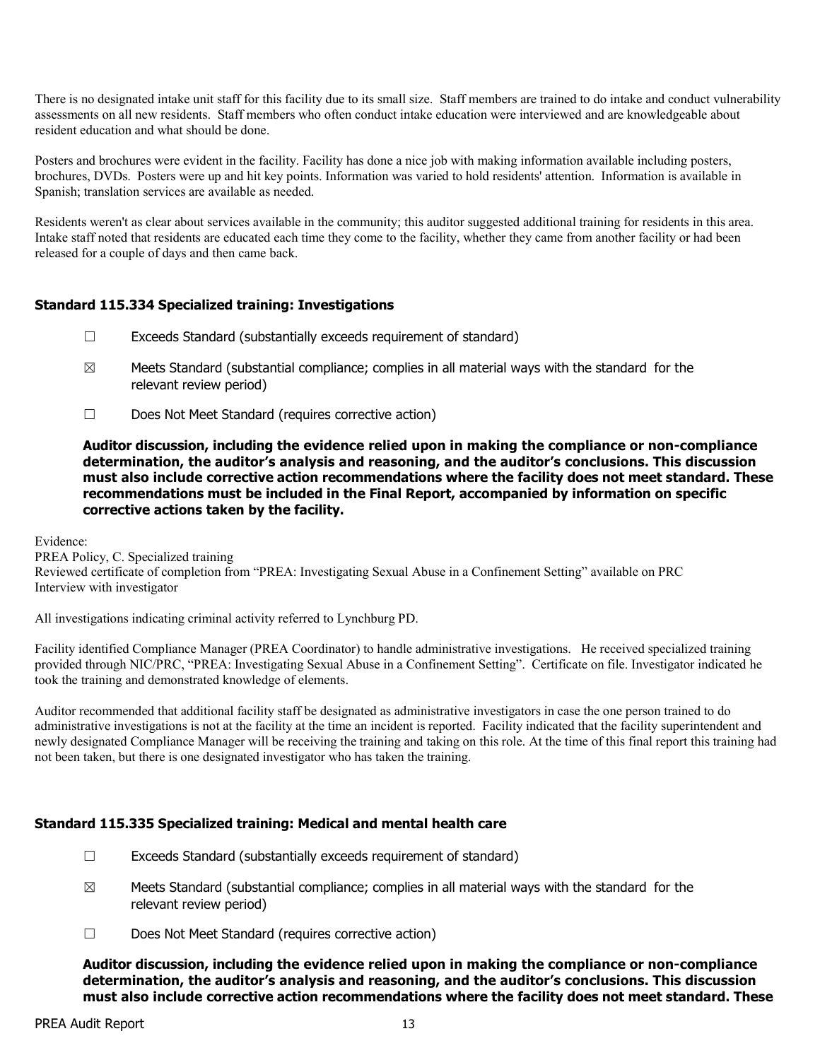There is no designated intake unit staff for this facility due to its small size. Staff members are trained to do intake and conduct vulnerability assessments on all new residents. Staff members who often conduct intake education were interviewed and are knowledgeable about resident education and what should be done.

Posters and brochures were evident in the facility. Facility has done a nice job with making information available including posters, brochures, DVDs. Posters were up and hit key points. Information was varied to hold residents' attention. Information is available in Spanish; translation services are available as needed.

Residents weren't as clear about services available in the community; this auditor suggested additional training for residents in this area. Intake staff noted that residents are educated each time they come to the facility, whether they came from another facility or had been released for a couple of days and then came back.

### Standard 115.334 Specialized training: Investigations

☐ Exceeds Standard (substantially exceeds requirement of standard)

☒ Meets Standard (substantial compliance; complies in all material ways with the standard for the relevant review period)

☐ Does Not Meet Standard (requires corrective action)

**Auditor discussion, including the evidence relied upon in making the compliance or non-compliance determination, the auditor's analysis and reasoning, and the auditor's conclusions. This discussion must also include corrective action recommendations where the facility does not meet standard. These recommendations must be included in the Final Report, accompanied by information on specific corrective actions taken by the facility.**

Evidence:
PREA Policy, C. Specialized training
Reviewed certificate of completion from "PREA: Investigating Sexual Abuse in a Confinement Setting" available on PRC
Interview with investigator

All investigations indicating criminal activity referred to Lynchburg PD.

Facility identified Compliance Manager (PREA Coordinator) to handle administrative investigations. He received specialized training provided through NIC/PRC, "PREA: Investigating Sexual Abuse in a Confinement Setting". Certificate on file. Investigator indicated he took the training and demonstrated knowledge of elements.

Auditor recommended that additional facility staff be designated as administrative investigators in case the one person trained to do administrative investigations is not at the facility at the time an incident is reported. Facility indicated that the facility superintendent and newly designated Compliance Manager will be receiving the training and taking on this role. At the time of this final report this training had not been taken, but there is one designated investigator who has taken the training.

### Standard 115.335 Specialized training: Medical and mental health care

☐ Exceeds Standard (substantially exceeds requirement of standard)

☒ Meets Standard (substantial compliance; complies in all material ways with the standard for the relevant review period)

☐ Does Not Meet Standard (requires corrective action)

**Auditor discussion, including the evidence relied upon in making the compliance or non-compliance determination, the auditor's analysis and reasoning, and the auditor's conclusions. This discussion must also include corrective action recommendations where the facility does not meet standard. These**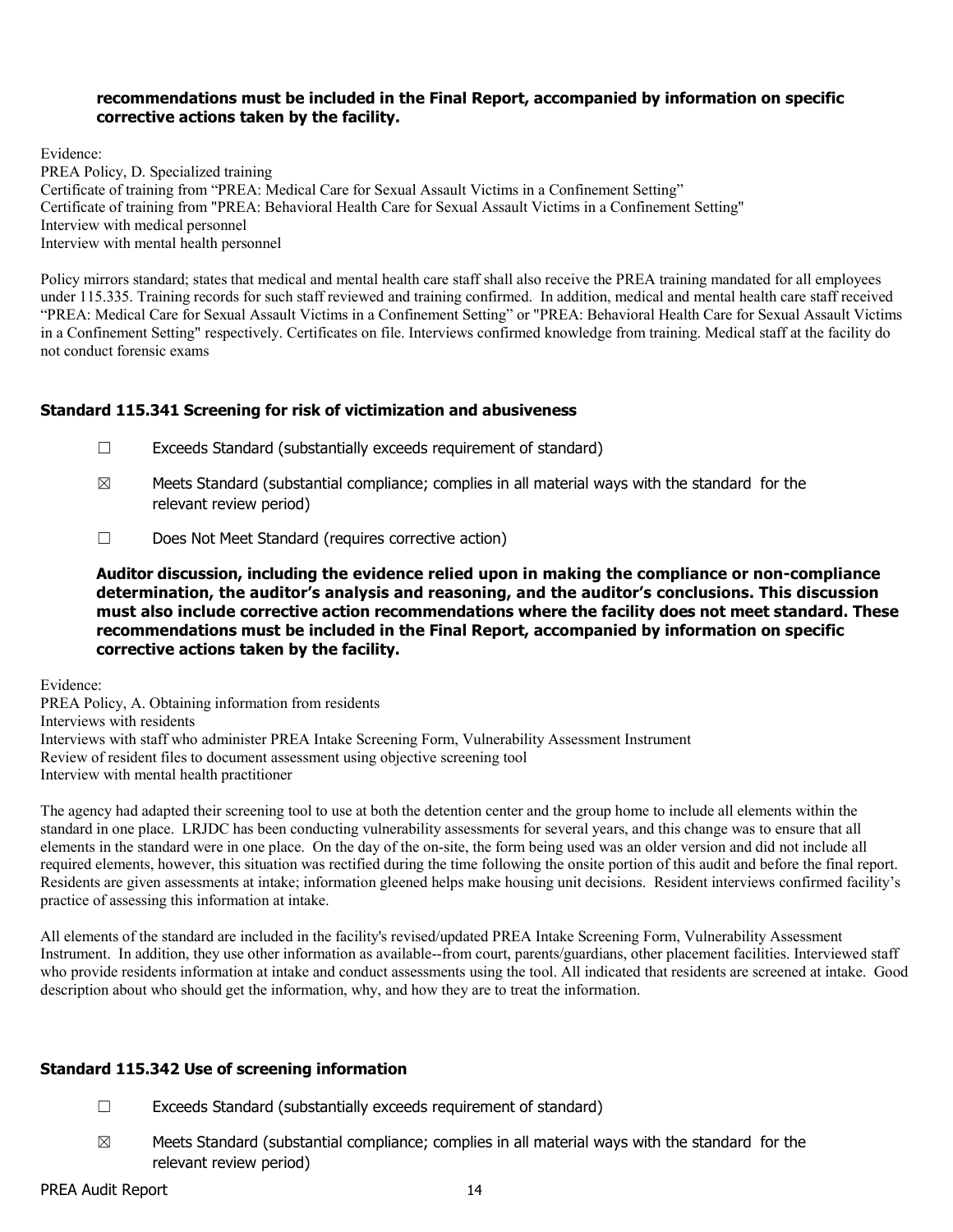**recommendations must be included in the Final Report, accompanied by information on specific corrective actions taken by the facility.**

Evidence:
PREA Policy, D. Specialized training
Certificate of training from "PREA: Medical Care for Sexual Assault Victims in a Confinement Setting"
Certificate of training from "PREA: Behavioral Health Care for Sexual Assault Victims in a Confinement Setting"
Interview with medical personnel
Interview with mental health personnel

Policy mirrors standard; states that medical and mental health care staff shall also receive the PREA training mandated for all employees under 115.335. Training records for such staff reviewed and training confirmed. In addition, medical and mental health care staff received "PREA: Medical Care for Sexual Assault Victims in a Confinement Setting" or "PREA: Behavioral Health Care for Sexual Assault Victims in a Confinement Setting" respectively. Certificates on file. Interviews confirmed knowledge from training. Medical staff at the facility do not conduct forensic exams

### Standard 115.341 Screening for risk of victimization and abusiveness

☐ Exceeds Standard (substantially exceeds requirement of standard)

☒ Meets Standard (substantial compliance; complies in all material ways with the standard for the relevant review period)

☐ Does Not Meet Standard (requires corrective action)

**Auditor discussion, including the evidence relied upon in making the compliance or non-compliance determination, the auditor's analysis and reasoning, and the auditor's conclusions. This discussion must also include corrective action recommendations where the facility does not meet standard. These recommendations must be included in the Final Report, accompanied by information on specific corrective actions taken by the facility.**

Evidence:
PREA Policy, A. Obtaining information from residents
Interviews with residents
Interviews with staff who administer PREA Intake Screening Form, Vulnerability Assessment Instrument
Review of resident files to document assessment using objective screening tool
Interview with mental health practitioner

The agency had adapted their screening tool to use at both the detention center and the group home to include all elements within the standard in one place. LRJDC has been conducting vulnerability assessments for several years, and this change was to ensure that all elements in the standard were in one place. On the day of the on-site, the form being used was an older version and did not include all required elements, however, this situation was rectified during the time following the onsite portion of this audit and before the final report. Residents are given assessments at intake; information gleened helps make housing unit decisions. Resident interviews confirmed facility's practice of assessing this information at intake.

All elements of the standard are included in the facility's revised/updated PREA Intake Screening Form, Vulnerability Assessment Instrument. In addition, they use other information as available--from court, parents/guardians, other placement facilities. Interviewed staff who provide residents information at intake and conduct assessments using the tool. All indicated that residents are screened at intake. Good description about who should get the information, why, and how they are to treat the information.

### Standard 115.342 Use of screening information

☐ Exceeds Standard (substantially exceeds requirement of standard)

☒ Meets Standard (substantial compliance; complies in all material ways with the standard for the relevant review period)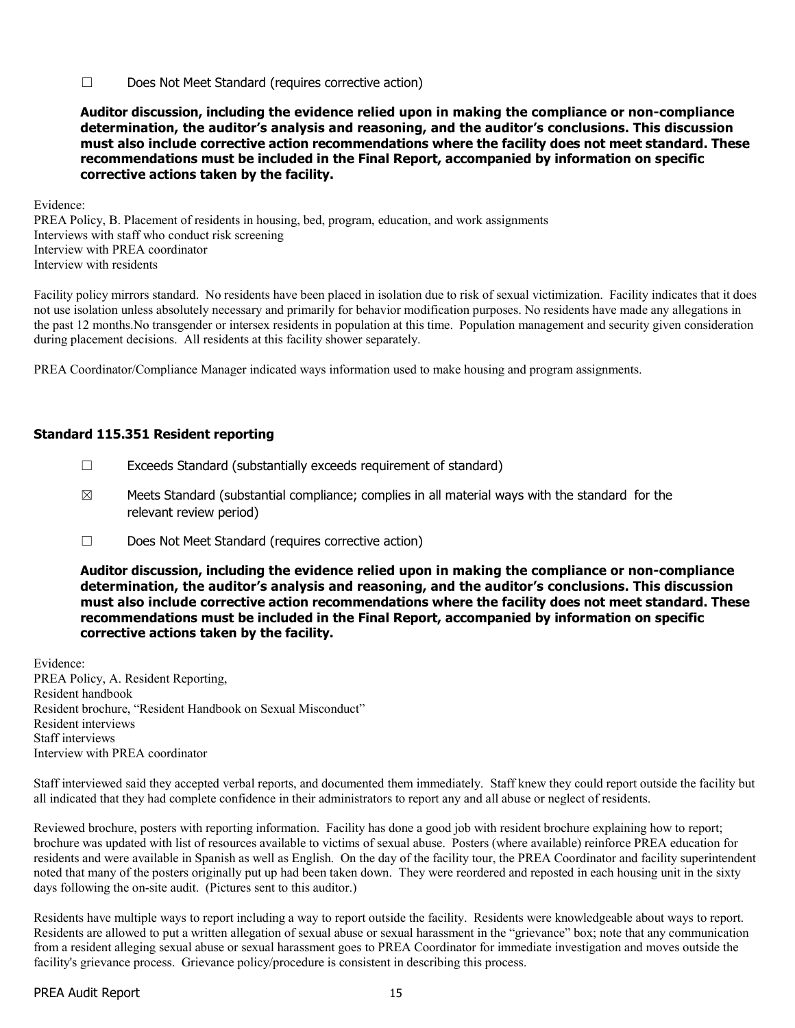☐ Does Not Meet Standard (requires corrective action)

**Auditor discussion, including the evidence relied upon in making the compliance or non-compliance determination, the auditor's analysis and reasoning, and the auditor's conclusions. This discussion must also include corrective action recommendations where the facility does not meet standard. These recommendations must be included in the Final Report, accompanied by information on specific corrective actions taken by the facility.**

Evidence:
PREA Policy, B. Placement of residents in housing, bed, program, education, and work assignments
Interviews with staff who conduct risk screening
Interview with PREA coordinator
Interview with residents

Facility policy mirrors standard. No residents have been placed in isolation due to risk of sexual victimization. Facility indicates that it does not use isolation unless absolutely necessary and primarily for behavior modification purposes. No residents have made any allegations in the past 12 months.No transgender or intersex residents in population at this time. Population management and security given consideration during placement decisions. All residents at this facility shower separately.

PREA Coordinator/Compliance Manager indicated ways information used to make housing and program assignments.

### Standard 115.351 Resident reporting

☐ Exceeds Standard (substantially exceeds requirement of standard)

☒ Meets Standard (substantial compliance; complies in all material ways with the standard for the relevant review period)

☐ Does Not Meet Standard (requires corrective action)

**Auditor discussion, including the evidence relied upon in making the compliance or non-compliance determination, the auditor's analysis and reasoning, and the auditor's conclusions. This discussion must also include corrective action recommendations where the facility does not meet standard. These recommendations must be included in the Final Report, accompanied by information on specific corrective actions taken by the facility.**

Evidence:
PREA Policy, A. Resident Reporting,
Resident handbook
Resident brochure, "Resident Handbook on Sexual Misconduct"
Resident interviews
Staff interviews
Interview with PREA coordinator

Staff interviewed said they accepted verbal reports, and documented them immediately. Staff knew they could report outside the facility but all indicated that they had complete confidence in their administrators to report any and all abuse or neglect of residents.

Reviewed brochure, posters with reporting information. Facility has done a good job with resident brochure explaining how to report; brochure was updated with list of resources available to victims of sexual abuse. Posters (where available) reinforce PREA education for residents and were available in Spanish as well as English. On the day of the facility tour, the PREA Coordinator and facility superintendent noted that many of the posters originally put up had been taken down. They were reordered and reposted in each housing unit in the sixty days following the on-site audit. (Pictures sent to this auditor.)

Residents have multiple ways to report including a way to report outside the facility. Residents were knowledgeable about ways to report. Residents are allowed to put a written allegation of sexual abuse or sexual harassment in the "grievance" box; note that any communication from a resident alleging sexual abuse or sexual harassment goes to PREA Coordinator for immediate investigation and moves outside the facility's grievance process. Grievance policy/procedure is consistent in describing this process.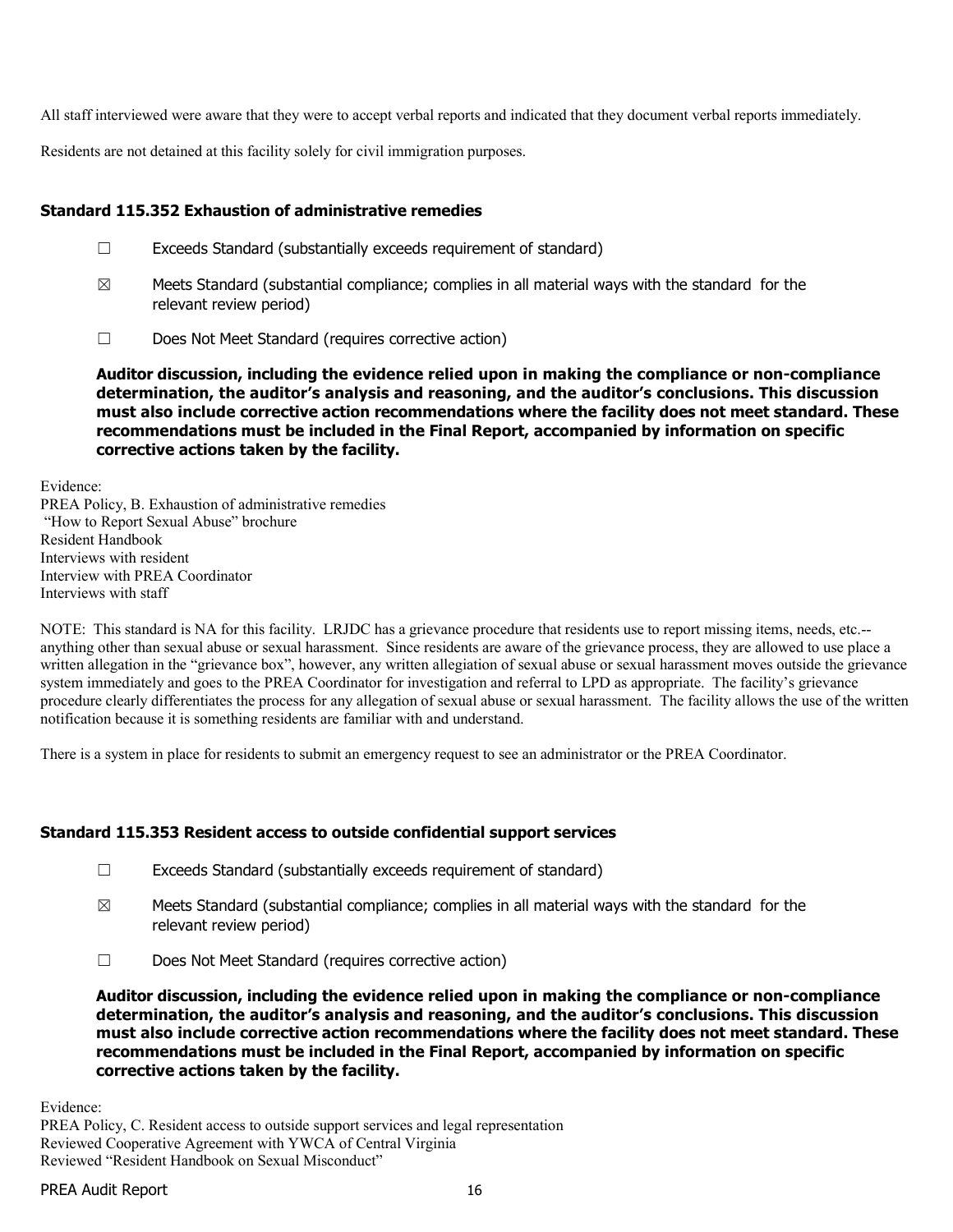All staff interviewed were aware that they were to accept verbal reports and indicated that they document verbal reports immediately.

Residents are not detained at this facility solely for civil immigration purposes.

### Standard 115.352 Exhaustion of administrative remedies

☐ Exceeds Standard (substantially exceeds requirement of standard)

☒ Meets Standard (substantial compliance; complies in all material ways with the standard for the relevant review period)

☐ Does Not Meet Standard (requires corrective action)

**Auditor discussion, including the evidence relied upon in making the compliance or non-compliance determination, the auditor's analysis and reasoning, and the auditor's conclusions. This discussion must also include corrective action recommendations where the facility does not meet standard. These recommendations must be included in the Final Report, accompanied by information on specific corrective actions taken by the facility.**

Evidence:
PREA Policy, B. Exhaustion of administrative remedies
"How to Report Sexual Abuse" brochure
Resident Handbook
Interviews with resident
Interview with PREA Coordinator
Interviews with staff

NOTE: This standard is NA for this facility. LRJDC has a grievance procedure that residents use to report missing items, needs, etc.--anything other than sexual abuse or sexual harassment. Since residents are aware of the grievance process, they are allowed to use place a written allegation in the "grievance box", however, any written allegiation of sexual abuse or sexual harassment moves outside the grievance system immediately and goes to the PREA Coordinator for investigation and referral to LPD as appropriate. The facility's grievance procedure clearly differentiates the process for any allegation of sexual abuse or sexual harassment. The facility allows the use of the written notification because it is something residents are familiar with and understand.

There is a system in place for residents to submit an emergency request to see an administrator or the PREA Coordinator.

### Standard 115.353 Resident access to outside confidential support services

☐ Exceeds Standard (substantially exceeds requirement of standard)

☒ Meets Standard (substantial compliance; complies in all material ways with the standard for the relevant review period)

☐ Does Not Meet Standard (requires corrective action)

**Auditor discussion, including the evidence relied upon in making the compliance or non-compliance determination, the auditor's analysis and reasoning, and the auditor's conclusions. This discussion must also include corrective action recommendations where the facility does not meet standard. These recommendations must be included in the Final Report, accompanied by information on specific corrective actions taken by the facility.**

Evidence:
PREA Policy, C. Resident access to outside support services and legal representation
Reviewed Cooperative Agreement with YWCA of Central Virginia
Reviewed "Resident Handbook on Sexual Misconduct"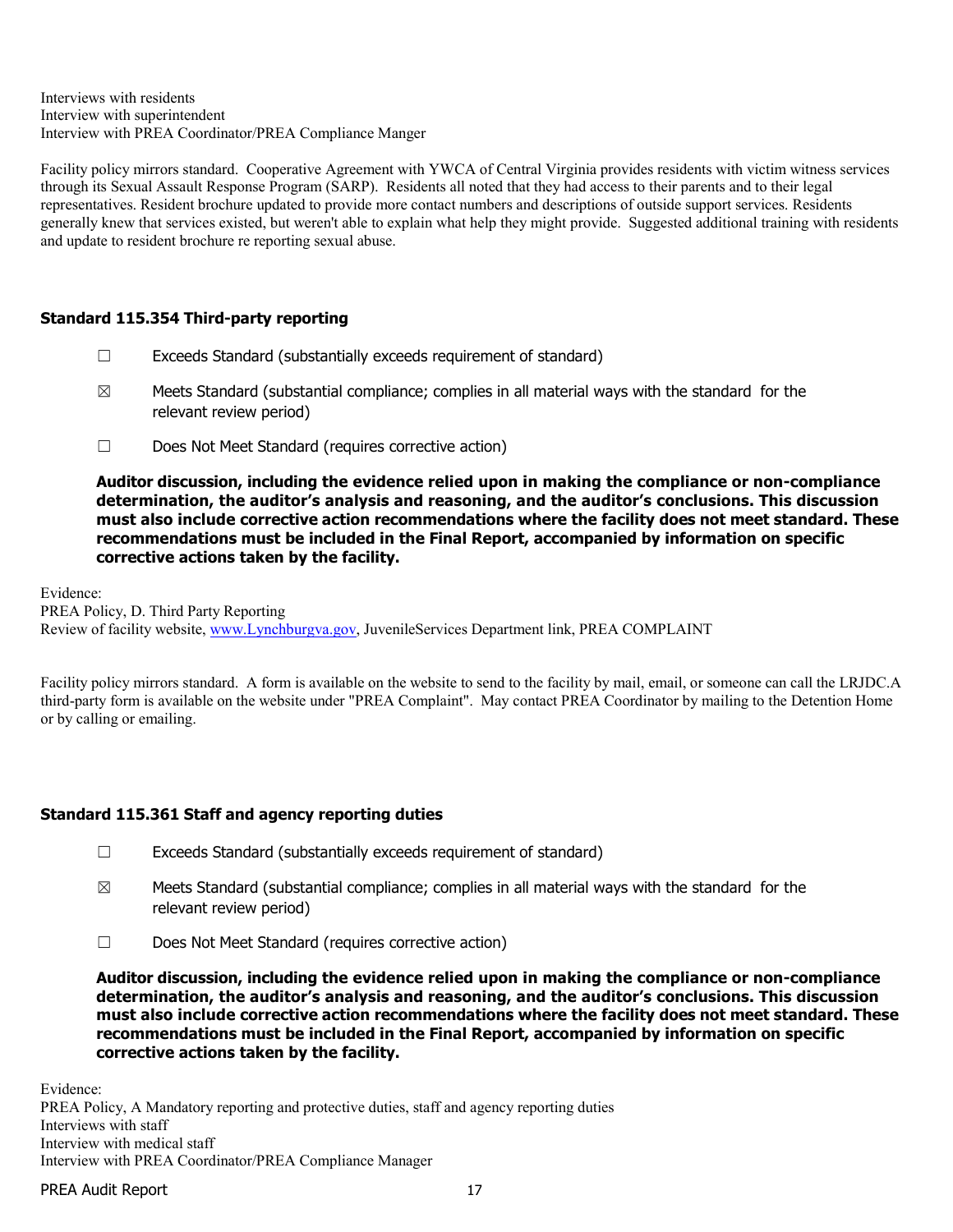Interviews with residents
Interview with superintendent
Interview with PREA Coordinator/PREA Compliance Manger

Facility policy mirrors standard. Cooperative Agreement with YWCA of Central Virginia provides residents with victim witness services through its Sexual Assault Response Program (SARP). Residents all noted that they had access to their parents and to their legal representatives. Resident brochure updated to provide more contact numbers and descriptions of outside support services. Residents generally knew that services existed, but weren't able to explain what help they might provide. Suggested additional training with residents and update to resident brochure re reporting sexual abuse.

### Standard 115.354 Third-party reporting

☐ Exceeds Standard (substantially exceeds requirement of standard)

☒ Meets Standard (substantial compliance; complies in all material ways with the standard for the relevant review period)

☐ Does Not Meet Standard (requires corrective action)

**Auditor discussion, including the evidence relied upon in making the compliance or non-compliance determination, the auditor's analysis and reasoning, and the auditor's conclusions. This discussion must also include corrective action recommendations where the facility does not meet standard. These recommendations must be included in the Final Report, accompanied by information on specific corrective actions taken by the facility.**

Evidence:
PREA Policy, D. Third Party Reporting
Review of facility website, www.Lynchburgva.gov, JuvenileServices Department link, PREA COMPLAINT

Facility policy mirrors standard. A form is available on the website to send to the facility by mail, email, or someone can call the LRJDC.A third-party form is available on the website under "PREA Complaint". May contact PREA Coordinator by mailing to the Detention Home or by calling or emailing.

### Standard 115.361 Staff and agency reporting duties

☐ Exceeds Standard (substantially exceeds requirement of standard)

☒ Meets Standard (substantial compliance; complies in all material ways with the standard for the relevant review period)

☐ Does Not Meet Standard (requires corrective action)

**Auditor discussion, including the evidence relied upon in making the compliance or non-compliance determination, the auditor's analysis and reasoning, and the auditor's conclusions. This discussion must also include corrective action recommendations where the facility does not meet standard. These recommendations must be included in the Final Report, accompanied by information on specific corrective actions taken by the facility.**

Evidence:
PREA Policy, A Mandatory reporting and protective duties, staff and agency reporting duties
Interviews with staff
Interview with medical staff
Interview with PREA Coordinator/PREA Compliance Manager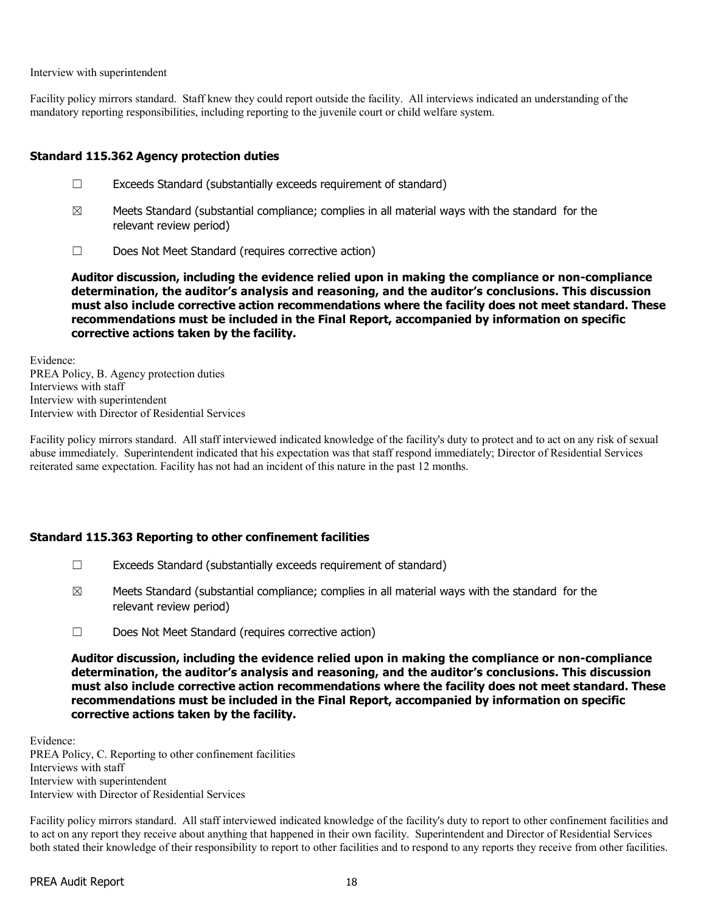Interview with superintendent

Facility policy mirrors standard. Staff knew they could report outside the facility. All interviews indicated an understanding of the mandatory reporting responsibilities, including reporting to the juvenile court or child welfare system.

### Standard 115.362 Agency protection duties

☐ Exceeds Standard (substantially exceeds requirement of standard)

☒ Meets Standard (substantial compliance; complies in all material ways with the standard for the relevant review period)

☐ Does Not Meet Standard (requires corrective action)

**Auditor discussion, including the evidence relied upon in making the compliance or non-compliance determination, the auditor's analysis and reasoning, and the auditor's conclusions. This discussion must also include corrective action recommendations where the facility does not meet standard. These recommendations must be included in the Final Report, accompanied by information on specific corrective actions taken by the facility.**

Evidence:
PREA Policy, B. Agency protection duties
Interviews with staff
Interview with superintendent
Interview with Director of Residential Services

Facility policy mirrors standard. All staff interviewed indicated knowledge of the facility's duty to protect and to act on any risk of sexual abuse immediately. Superintendent indicated that his expectation was that staff respond immediately; Director of Residential Services reiterated same expectation. Facility has not had an incident of this nature in the past 12 months.

### Standard 115.363 Reporting to other confinement facilities

☐ Exceeds Standard (substantially exceeds requirement of standard)

☒ Meets Standard (substantial compliance; complies in all material ways with the standard for the relevant review period)

☐ Does Not Meet Standard (requires corrective action)

**Auditor discussion, including the evidence relied upon in making the compliance or non-compliance determination, the auditor's analysis and reasoning, and the auditor's conclusions. This discussion must also include corrective action recommendations where the facility does not meet standard. These recommendations must be included in the Final Report, accompanied by information on specific corrective actions taken by the facility.**

Evidence:
PREA Policy, C. Reporting to other confinement facilities
Interviews with staff
Interview with superintendent
Interview with Director of Residential Services

Facility policy mirrors standard. All staff interviewed indicated knowledge of the facility's duty to report to other confinement facilities and to act on any report they receive about anything that happened in their own facility. Superintendent and Director of Residential Services both stated their knowledge of their responsibility to report to other facilities and to respond to any reports they receive from other facilities.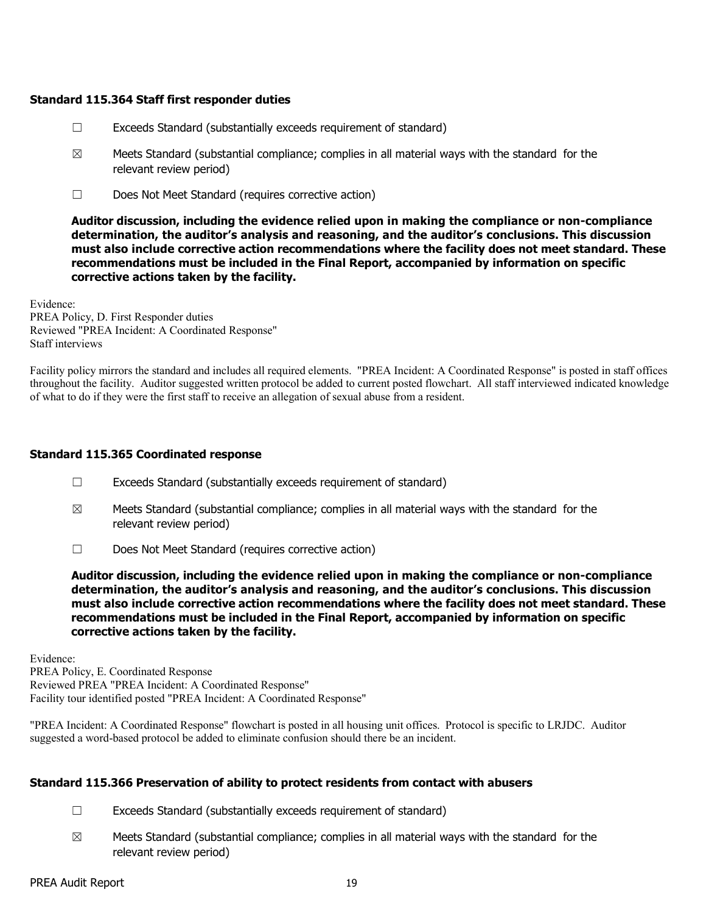### Standard 115.364 Staff first responder duties

- ☐ Exceeds Standard (substantially exceeds requirement of standard)
- ☒ Meets Standard (substantial compliance; complies in all material ways with the standard for the relevant review period)
- ☐ Does Not Meet Standard (requires corrective action)

**Auditor discussion, including the evidence relied upon in making the compliance or non-compliance determination, the auditor's analysis and reasoning, and the auditor's conclusions. This discussion must also include corrective action recommendations where the facility does not meet standard. These recommendations must be included in the Final Report, accompanied by information on specific corrective actions taken by the facility.**

Evidence:
PREA Policy, D. First Responder duties
Reviewed "PREA Incident: A Coordinated Response"
Staff interviews

Facility policy mirrors the standard and includes all required elements. "PREA Incident: A Coordinated Response" is posted in staff offices throughout the facility. Auditor suggested written protocol be added to current posted flowchart. All staff interviewed indicated knowledge of what to do if they were the first staff to receive an allegation of sexual abuse from a resident.

### Standard 115.365 Coordinated response

- ☐ Exceeds Standard (substantially exceeds requirement of standard)
- ☒ Meets Standard (substantial compliance; complies in all material ways with the standard for the relevant review period)
- ☐ Does Not Meet Standard (requires corrective action)

**Auditor discussion, including the evidence relied upon in making the compliance or non-compliance determination, the auditor's analysis and reasoning, and the auditor's conclusions. This discussion must also include corrective action recommendations where the facility does not meet standard. These recommendations must be included in the Final Report, accompanied by information on specific corrective actions taken by the facility.**

Evidence:
PREA Policy, E. Coordinated Response
Reviewed PREA "PREA Incident: A Coordinated Response"
Facility tour identified posted "PREA Incident: A Coordinated Response"

"PREA Incident: A Coordinated Response" flowchart is posted in all housing unit offices. Protocol is specific to LRJDC. Auditor suggested a word-based protocol be added to eliminate confusion should there be an incident.

### Standard 115.366 Preservation of ability to protect residents from contact with abusers

- ☐ Exceeds Standard (substantially exceeds requirement of standard)
- ☒ Meets Standard (substantial compliance; complies in all material ways with the standard for the relevant review period)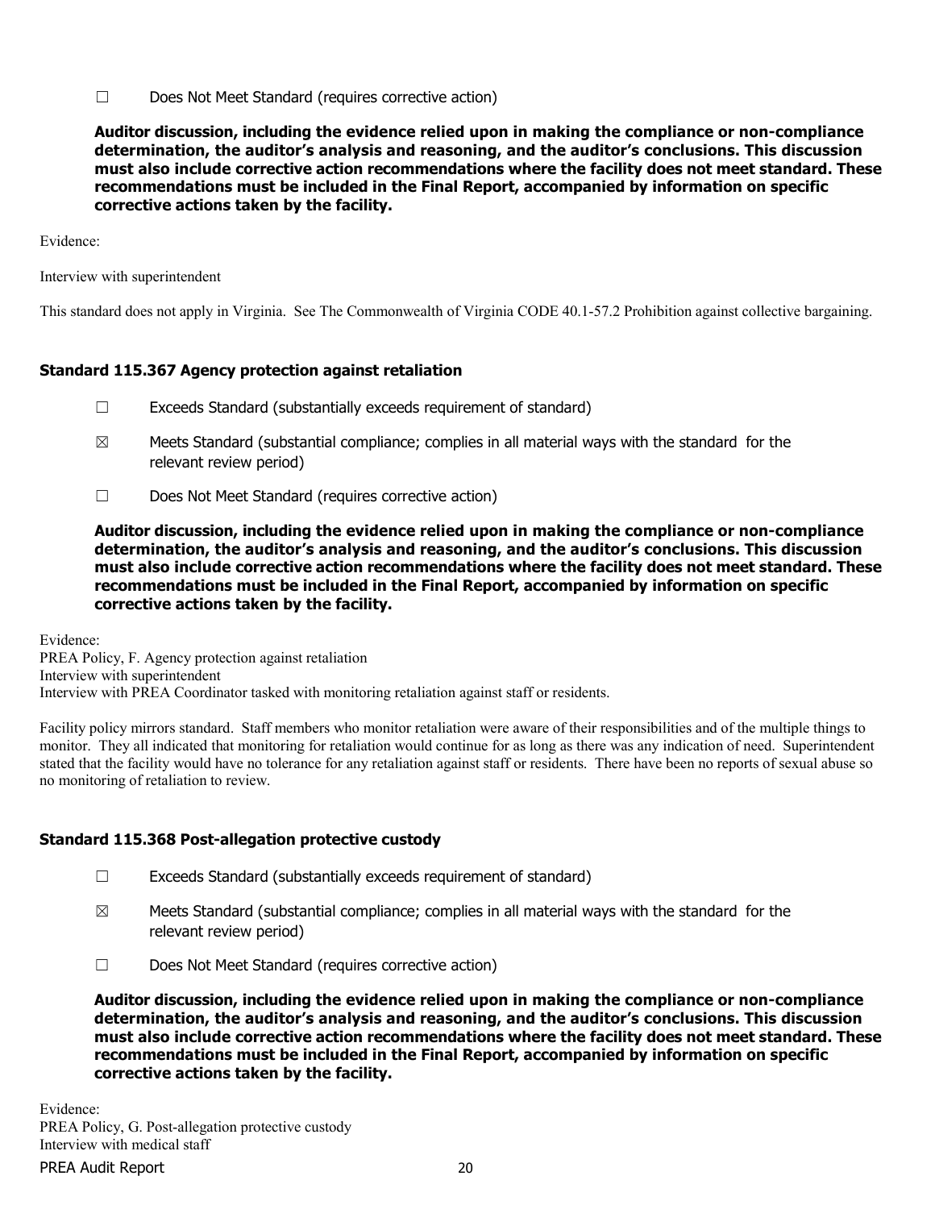☐ Does Not Meet Standard (requires corrective action)

**Auditor discussion, including the evidence relied upon in making the compliance or non-compliance determination, the auditor's analysis and reasoning, and the auditor's conclusions. This discussion must also include corrective action recommendations where the facility does not meet standard. These recommendations must be included in the Final Report, accompanied by information on specific corrective actions taken by the facility.**

Evidence:

Interview with superintendent

This standard does not apply in Virginia. See The Commonwealth of Virginia CODE 40.1-57.2 Prohibition against collective bargaining.

### Standard 115.367 Agency protection against retaliation

☐ Exceeds Standard (substantially exceeds requirement of standard)

☒ Meets Standard (substantial compliance; complies in all material ways with the standard for the relevant review period)

☐ Does Not Meet Standard (requires corrective action)

**Auditor discussion, including the evidence relied upon in making the compliance or non-compliance determination, the auditor's analysis and reasoning, and the auditor's conclusions. This discussion must also include corrective action recommendations where the facility does not meet standard. These recommendations must be included in the Final Report, accompanied by information on specific corrective actions taken by the facility.**

Evidence:
PREA Policy, F. Agency protection against retaliation
Interview with superintendent
Interview with PREA Coordinator tasked with monitoring retaliation against staff or residents.

Facility policy mirrors standard. Staff members who monitor retaliation were aware of their responsibilities and of the multiple things to monitor. They all indicated that monitoring for retaliation would continue for as long as there was any indication of need. Superintendent stated that the facility would have no tolerance for any retaliation against staff or residents. There have been no reports of sexual abuse so no monitoring of retaliation to review.

### Standard 115.368 Post-allegation protective custody

☐ Exceeds Standard (substantially exceeds requirement of standard)

☒ Meets Standard (substantial compliance; complies in all material ways with the standard for the relevant review period)

☐ Does Not Meet Standard (requires corrective action)

**Auditor discussion, including the evidence relied upon in making the compliance or non-compliance determination, the auditor's analysis and reasoning, and the auditor's conclusions. This discussion must also include corrective action recommendations where the facility does not meet standard. These recommendations must be included in the Final Report, accompanied by information on specific corrective actions taken by the facility.**

Evidence:
PREA Policy, G. Post-allegation protective custody
Interview with medical staff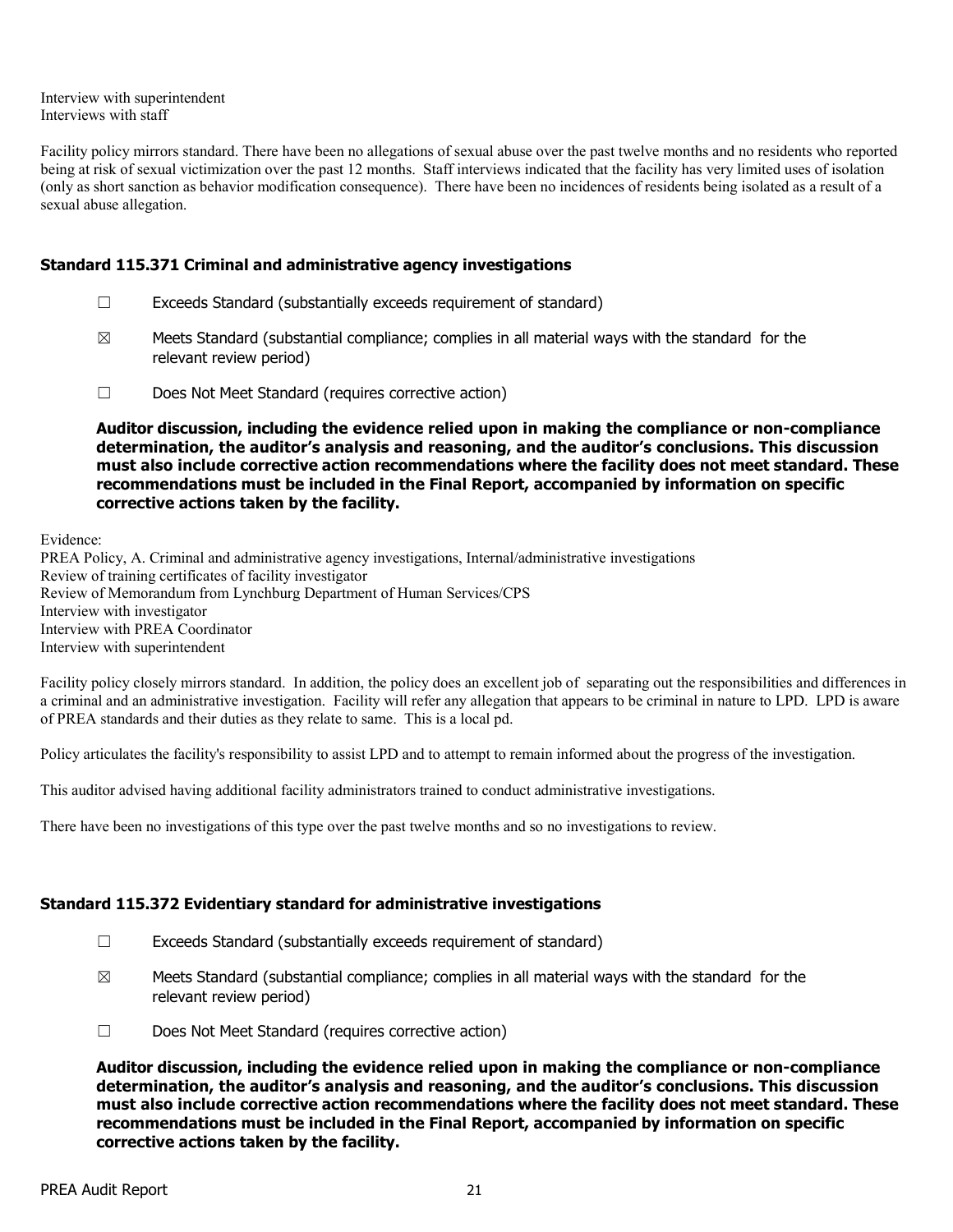Interview with superintendent
Interviews with staff

Facility policy mirrors standard. There have been no allegations of sexual abuse over the past twelve months and no residents who reported being at risk of sexual victimization over the past 12 months. Staff interviews indicated that the facility has very limited uses of isolation (only as short sanction as behavior modification consequence). There have been no incidences of residents being isolated as a result of a sexual abuse allegation.

### Standard 115.371 Criminal and administrative agency investigations

☐ Exceeds Standard (substantially exceeds requirement of standard)

☒ Meets Standard (substantial compliance; complies in all material ways with the standard for the relevant review period)

☐ Does Not Meet Standard (requires corrective action)

**Auditor discussion, including the evidence relied upon in making the compliance or non-compliance determination, the auditor's analysis and reasoning, and the auditor's conclusions. This discussion must also include corrective action recommendations where the facility does not meet standard. These recommendations must be included in the Final Report, accompanied by information on specific corrective actions taken by the facility.**

Evidence:
PREA Policy, A. Criminal and administrative agency investigations, Internal/administrative investigations
Review of training certificates of facility investigator
Review of Memorandum from Lynchburg Department of Human Services/CPS
Interview with investigator
Interview with PREA Coordinator
Interview with superintendent

Facility policy closely mirrors standard. In addition, the policy does an excellent job of separating out the responsibilities and differences in a criminal and an administrative investigation. Facility will refer any allegation that appears to be criminal in nature to LPD. LPD is aware of PREA standards and their duties as they relate to same. This is a local pd.

Policy articulates the facility's responsibility to assist LPD and to attempt to remain informed about the progress of the investigation.

This auditor advised having additional facility administrators trained to conduct administrative investigations.

There have been no investigations of this type over the past twelve months and so no investigations to review.

### Standard 115.372 Evidentiary standard for administrative investigations

☐ Exceeds Standard (substantially exceeds requirement of standard)

☒ Meets Standard (substantial compliance; complies in all material ways with the standard for the relevant review period)

☐ Does Not Meet Standard (requires corrective action)

**Auditor discussion, including the evidence relied upon in making the compliance or non-compliance determination, the auditor's analysis and reasoning, and the auditor's conclusions. This discussion must also include corrective action recommendations where the facility does not meet standard. These recommendations must be included in the Final Report, accompanied by information on specific corrective actions taken by the facility.**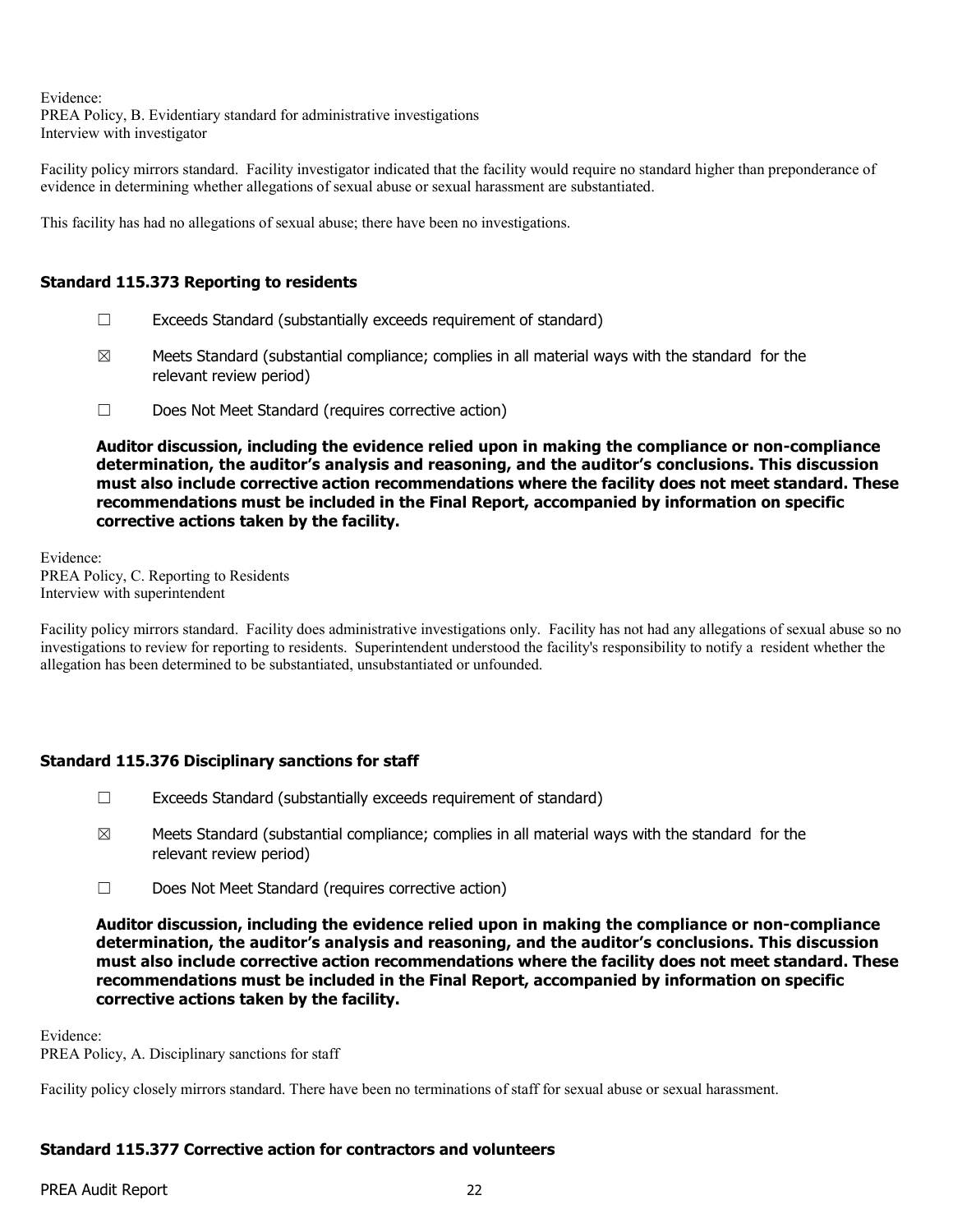Evidence:
PREA Policy, B. Evidentiary standard for administrative investigations
Interview with investigator

Facility policy mirrors standard. Facility investigator indicated that the facility would require no standard higher than preponderance of evidence in determining whether allegations of sexual abuse or sexual harassment are substantiated.

This facility has had no allegations of sexual abuse; there have been no investigations.

### Standard 115.373 Reporting to residents

☐ Exceeds Standard (substantially exceeds requirement of standard)

☒ Meets Standard (substantial compliance; complies in all material ways with the standard for the relevant review period)

☐ Does Not Meet Standard (requires corrective action)

**Auditor discussion, including the evidence relied upon in making the compliance or non-compliance determination, the auditor's analysis and reasoning, and the auditor's conclusions. This discussion must also include corrective action recommendations where the facility does not meet standard. These recommendations must be included in the Final Report, accompanied by information on specific corrective actions taken by the facility.**

Evidence:
PREA Policy, C. Reporting to Residents
Interview with superintendent

Facility policy mirrors standard. Facility does administrative investigations only. Facility has not had any allegations of sexual abuse so no investigations to review for reporting to residents. Superintendent understood the facility's responsibility to notify a resident whether the allegation has been determined to be substantiated, unsubstantiated or unfounded.

### Standard 115.376 Disciplinary sanctions for staff

☐ Exceeds Standard (substantially exceeds requirement of standard)

☒ Meets Standard (substantial compliance; complies in all material ways with the standard for the relevant review period)

☐ Does Not Meet Standard (requires corrective action)

**Auditor discussion, including the evidence relied upon in making the compliance or non-compliance determination, the auditor's analysis and reasoning, and the auditor's conclusions. This discussion must also include corrective action recommendations where the facility does not meet standard. These recommendations must be included in the Final Report, accompanied by information on specific corrective actions taken by the facility.**

Evidence:
PREA Policy, A. Disciplinary sanctions for staff

Facility policy closely mirrors standard. There have been no terminations of staff for sexual abuse or sexual harassment.

### Standard 115.377 Corrective action for contractors and volunteers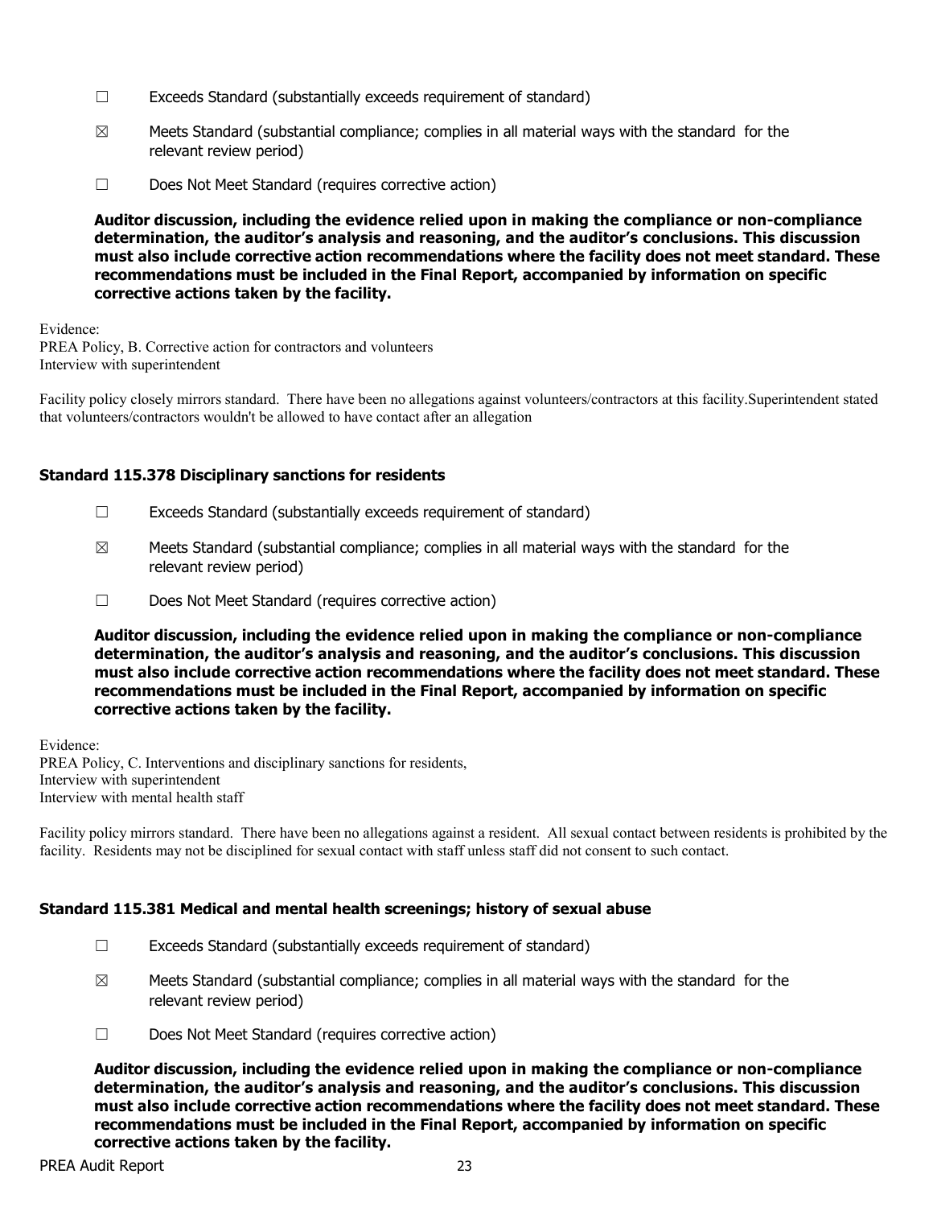☐ Exceeds Standard (substantially exceeds requirement of standard)

☒ Meets Standard (substantial compliance; complies in all material ways with the standard for the relevant review period)

☐ Does Not Meet Standard (requires corrective action)

**Auditor discussion, including the evidence relied upon in making the compliance or non-compliance determination, the auditor's analysis and reasoning, and the auditor's conclusions. This discussion must also include corrective action recommendations where the facility does not meet standard. These recommendations must be included in the Final Report, accompanied by information on specific corrective actions taken by the facility.**

Evidence:
PREA Policy, B. Corrective action for contractors and volunteers
Interview with superintendent

Facility policy closely mirrors standard. There have been no allegations against volunteers/contractors at this facility.Superintendent stated that volunteers/contractors wouldn't be allowed to have contact after an allegation

### Standard 115.378 Disciplinary sanctions for residents

☐ Exceeds Standard (substantially exceeds requirement of standard)

☒ Meets Standard (substantial compliance; complies in all material ways with the standard for the relevant review period)

☐ Does Not Meet Standard (requires corrective action)

**Auditor discussion, including the evidence relied upon in making the compliance or non-compliance determination, the auditor's analysis and reasoning, and the auditor's conclusions. This discussion must also include corrective action recommendations where the facility does not meet standard. These recommendations must be included in the Final Report, accompanied by information on specific corrective actions taken by the facility.**

Evidence:
PREA Policy, C. Interventions and disciplinary sanctions for residents,
Interview with superintendent
Interview with mental health staff

Facility policy mirrors standard. There have been no allegations against a resident. All sexual contact between residents is prohibited by the facility. Residents may not be disciplined for sexual contact with staff unless staff did not consent to such contact.

### Standard 115.381 Medical and mental health screenings; history of sexual abuse

☐ Exceeds Standard (substantially exceeds requirement of standard)

☒ Meets Standard (substantial compliance; complies in all material ways with the standard for the relevant review period)

☐ Does Not Meet Standard (requires corrective action)

**Auditor discussion, including the evidence relied upon in making the compliance or non-compliance determination, the auditor's analysis and reasoning, and the auditor's conclusions. This discussion must also include corrective action recommendations where the facility does not meet standard. These recommendations must be included in the Final Report, accompanied by information on specific corrective actions taken by the facility.**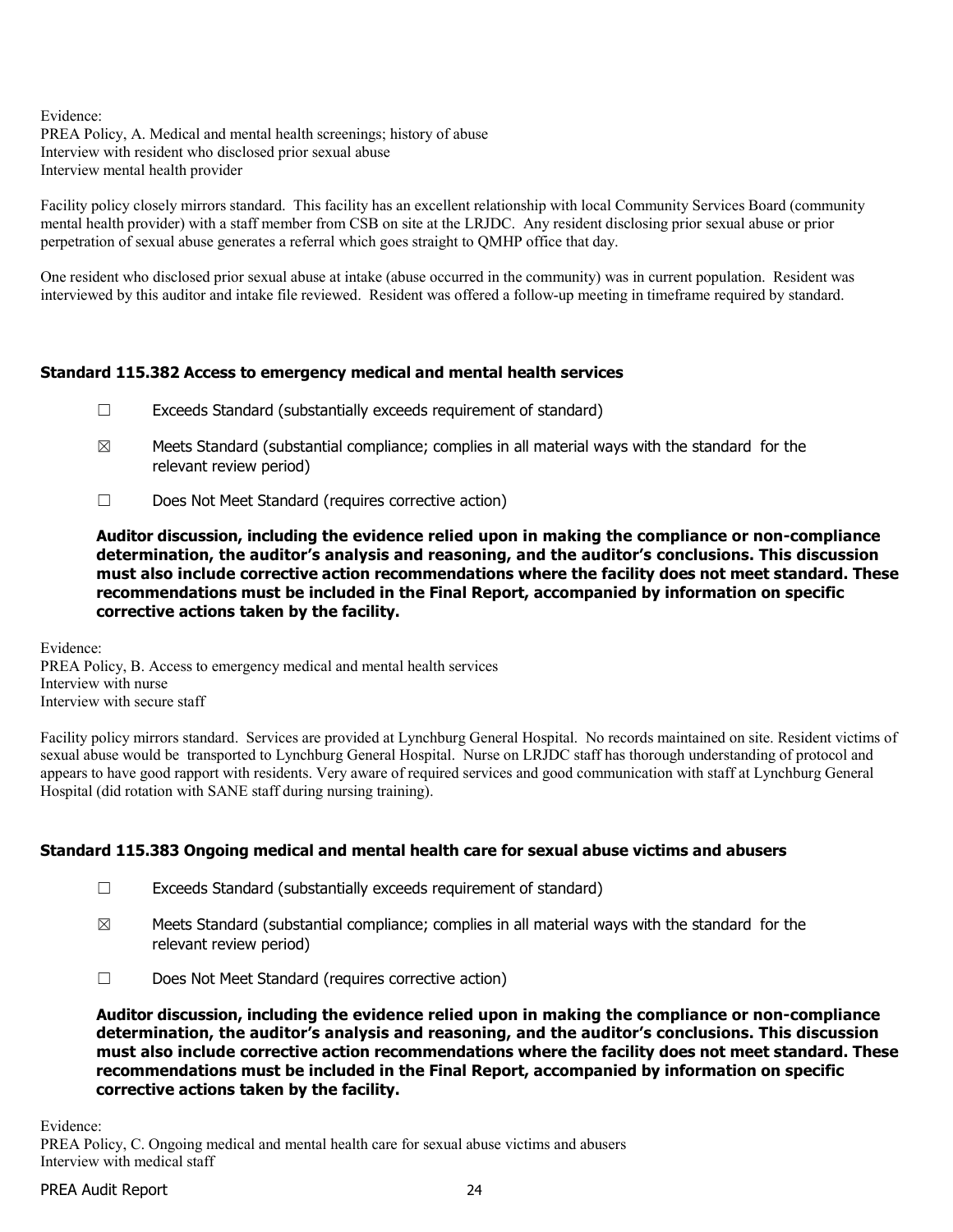Evidence:
PREA Policy, A. Medical and mental health screenings; history of abuse
Interview with resident who disclosed prior sexual abuse
Interview mental health provider

Facility policy closely mirrors standard. This facility has an excellent relationship with local Community Services Board (community mental health provider) with a staff member from CSB on site at the LRJDC. Any resident disclosing prior sexual abuse or prior perpetration of sexual abuse generates a referral which goes straight to QMHP office that day.

One resident who disclosed prior sexual abuse at intake (abuse occurred in the community) was in current population. Resident was interviewed by this auditor and intake file reviewed. Resident was offered a follow-up meeting in timeframe required by standard.

### Standard 115.382 Access to emergency medical and mental health services

☐ Exceeds Standard (substantially exceeds requirement of standard)

☒ Meets Standard (substantial compliance; complies in all material ways with the standard for the relevant review period)

☐ Does Not Meet Standard (requires corrective action)

**Auditor discussion, including the evidence relied upon in making the compliance or non-compliance determination, the auditor's analysis and reasoning, and the auditor's conclusions. This discussion must also include corrective action recommendations where the facility does not meet standard. These recommendations must be included in the Final Report, accompanied by information on specific corrective actions taken by the facility.**

Evidence:
PREA Policy, B. Access to emergency medical and mental health services
Interview with nurse
Interview with secure staff

Facility policy mirrors standard. Services are provided at Lynchburg General Hospital. No records maintained on site. Resident victims of sexual abuse would be transported to Lynchburg General Hospital. Nurse on LRJDC staff has thorough understanding of protocol and appears to have good rapport with residents. Very aware of required services and good communication with staff at Lynchburg General Hospital (did rotation with SANE staff during nursing training).

### Standard 115.383 Ongoing medical and mental health care for sexual abuse victims and abusers

☐ Exceeds Standard (substantially exceeds requirement of standard)

☒ Meets Standard (substantial compliance; complies in all material ways with the standard for the relevant review period)

☐ Does Not Meet Standard (requires corrective action)

**Auditor discussion, including the evidence relied upon in making the compliance or non-compliance determination, the auditor's analysis and reasoning, and the auditor's conclusions. This discussion must also include corrective action recommendations where the facility does not meet standard. These recommendations must be included in the Final Report, accompanied by information on specific corrective actions taken by the facility.**

Evidence:
PREA Policy, C. Ongoing medical and mental health care for sexual abuse victims and abusers
Interview with medical staff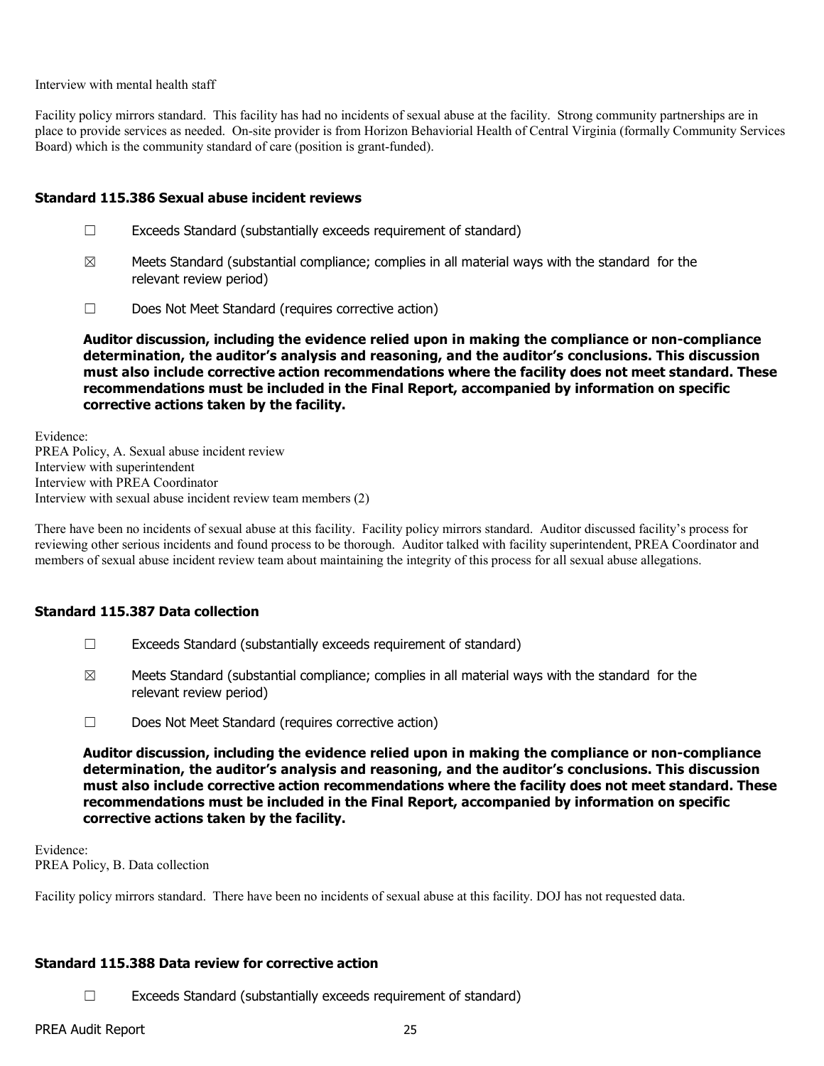Interview with mental health staff

Facility policy mirrors standard. This facility has had no incidents of sexual abuse at the facility. Strong community partnerships are in place to provide services as needed. On-site provider is from Horizon Behaviorial Health of Central Virginia (formally Community Services Board) which is the community standard of care (position is grant-funded).

### Standard 115.386 Sexual abuse incident reviews

☐ Exceeds Standard (substantially exceeds requirement of standard)

☒ Meets Standard (substantial compliance; complies in all material ways with the standard for the relevant review period)

☐ Does Not Meet Standard (requires corrective action)

**Auditor discussion, including the evidence relied upon in making the compliance or non-compliance determination, the auditor's analysis and reasoning, and the auditor's conclusions. This discussion must also include corrective action recommendations where the facility does not meet standard. These recommendations must be included in the Final Report, accompanied by information on specific corrective actions taken by the facility.**

Evidence:
PREA Policy, A. Sexual abuse incident review
Interview with superintendent
Interview with PREA Coordinator
Interview with sexual abuse incident review team members (2)

There have been no incidents of sexual abuse at this facility. Facility policy mirrors standard. Auditor discussed facility's process for reviewing other serious incidents and found process to be thorough. Auditor talked with facility superintendent, PREA Coordinator and members of sexual abuse incident review team about maintaining the integrity of this process for all sexual abuse allegations.

### Standard 115.387 Data collection

☐ Exceeds Standard (substantially exceeds requirement of standard)

☒ Meets Standard (substantial compliance; complies in all material ways with the standard for the relevant review period)

☐ Does Not Meet Standard (requires corrective action)

**Auditor discussion, including the evidence relied upon in making the compliance or non-compliance determination, the auditor's analysis and reasoning, and the auditor's conclusions. This discussion must also include corrective action recommendations where the facility does not meet standard. These recommendations must be included in the Final Report, accompanied by information on specific corrective actions taken by the facility.**

Evidence:
PREA Policy, B. Data collection

Facility policy mirrors standard. There have been no incidents of sexual abuse at this facility. DOJ has not requested data.

### Standard 115.388 Data review for corrective action

☐ Exceeds Standard (substantially exceeds requirement of standard)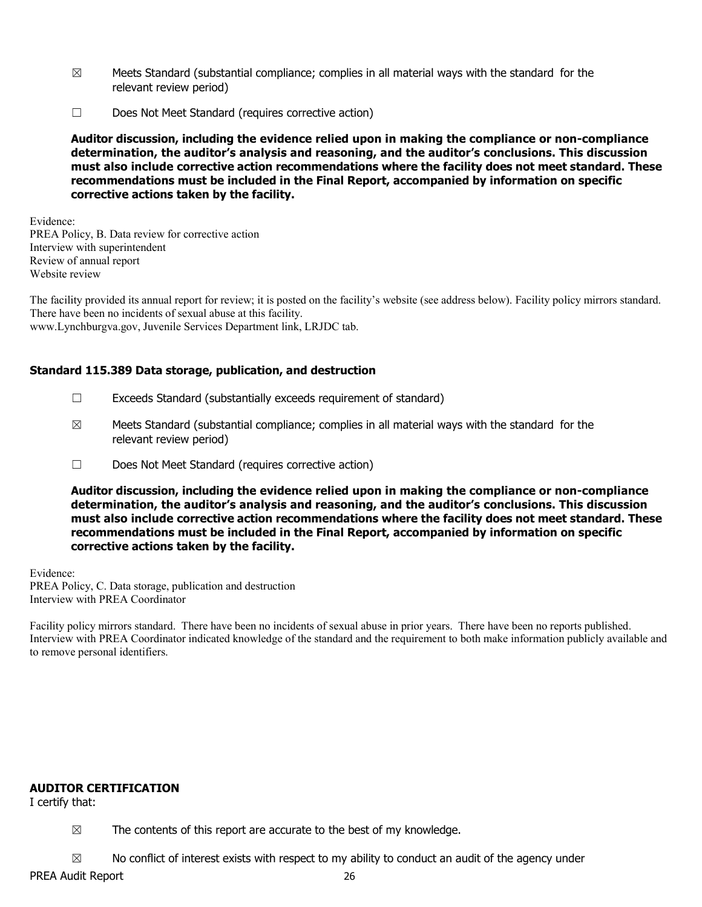☒ Meets Standard (substantial compliance; complies in all material ways with the standard for the relevant review period)

☐ Does Not Meet Standard (requires corrective action)

**Auditor discussion, including the evidence relied upon in making the compliance or non-compliance determination, the auditor's analysis and reasoning, and the auditor's conclusions. This discussion must also include corrective action recommendations where the facility does not meet standard. These recommendations must be included in the Final Report, accompanied by information on specific corrective actions taken by the facility.**

Evidence:
PREA Policy, B. Data review for corrective action
Interview with superintendent
Review of annual report
Website review

The facility provided its annual report for review; it is posted on the facility's website (see address below). Facility policy mirrors standard. There have been no incidents of sexual abuse at this facility.
www.Lynchburgva.gov, Juvenile Services Department link, LRJDC tab.

### Standard 115.389 Data storage, publication, and destruction

☐ Exceeds Standard (substantially exceeds requirement of standard)

☒ Meets Standard (substantial compliance; complies in all material ways with the standard for the relevant review period)

☐ Does Not Meet Standard (requires corrective action)

**Auditor discussion, including the evidence relied upon in making the compliance or non-compliance determination, the auditor's analysis and reasoning, and the auditor's conclusions. This discussion must also include corrective action recommendations where the facility does not meet standard. These recommendations must be included in the Final Report, accompanied by information on specific corrective actions taken by the facility.**

Evidence:
PREA Policy, C. Data storage, publication and destruction
Interview with PREA Coordinator

Facility policy mirrors standard. There have been no incidents of sexual abuse in prior years. There have been no reports published. Interview with PREA Coordinator indicated knowledge of the standard and the requirement to both make information publicly available and to remove personal identifiers.

### AUDITOR CERTIFICATION

I certify that:

☒ The contents of this report are accurate to the best of my knowledge.

☒ No conflict of interest exists with respect to my ability to conduct an audit of the agency under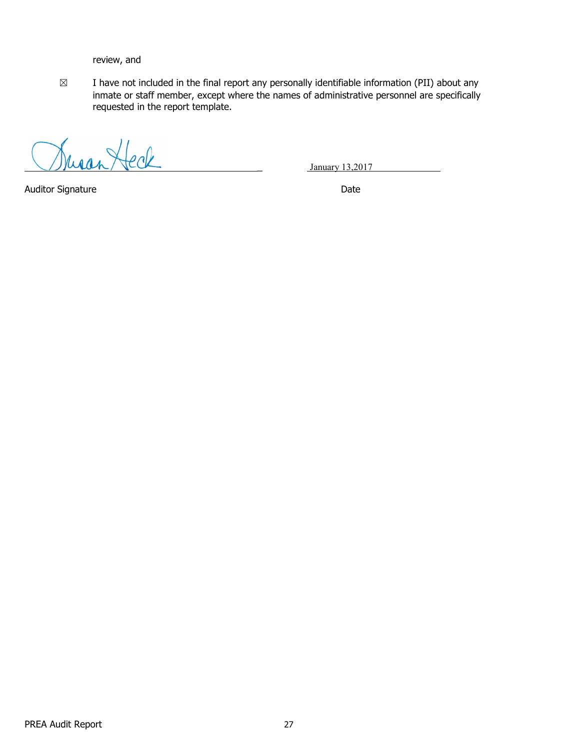review, and

☒ I have not included in the final report any personally identifiable information (PII) about any inmate or staff member, except where the names of administrative personnel are specifically requested in the report template.

Susan Heck ______________________________ January 13,2017 ____________

Auditor Signature Date